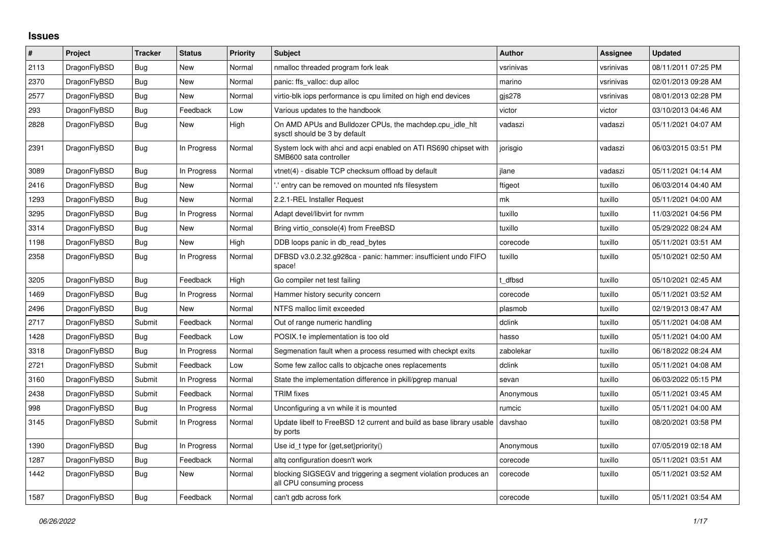# Issues

| # | Project | Tracker | Status | Priority | Subject | Author | Assignee | Updated |
|---|---|---|---|---|---|---|---|---|
| 2113 | DragonFlyBSD | Bug | New | Normal | nmalloc threaded program fork leak | vsrinivas | vsrinivas | 08/11/2011 07:25 PM |
| 2370 | DragonFlyBSD | Bug | New | Normal | panic: ffs_valloc: dup alloc | marino | vsrinivas | 02/01/2013 09:28 AM |
| 2577 | DragonFlyBSD | Bug | New | Normal | virtio-blk iops performance is cpu limited on high end devices | gjs278 | vsrinivas | 08/01/2013 02:28 PM |
| 293 | DragonFlyBSD | Bug | Feedback | Low | Various updates to the handbook | victor | victor | 03/10/2013 04:46 AM |
| 2828 | DragonFlyBSD | Bug | New | High | On AMD APUs and Bulldozer CPUs, the machdep.cpu_idle_hlt sysctl should be 3 by default | vadaszi | vadaszi | 05/11/2021 04:07 AM |
| 2391 | DragonFlyBSD | Bug | In Progress | Normal | System lock with ahci and acpi enabled on ATI RS690 chipset with SMB600 sata controller | jorisgio | vadaszi | 06/03/2015 03:51 PM |
| 3089 | DragonFlyBSD | Bug | In Progress | Normal | vtnet(4) - disable TCP checksum offload by default | jlane | vadaszi | 05/11/2021 04:14 AM |
| 2416 | DragonFlyBSD | Bug | New | Normal | '.' entry can be removed on mounted nfs filesystem | ftigeot | tuxillo | 06/03/2014 04:40 AM |
| 1293 | DragonFlyBSD | Bug | New | Normal | 2.2.1-REL Installer Request | mk | tuxillo | 05/11/2021 04:00 AM |
| 3295 | DragonFlyBSD | Bug | In Progress | Normal | Adapt devel/libvirt for nvmm | tuxillo | tuxillo | 11/03/2021 04:56 PM |
| 3314 | DragonFlyBSD | Bug | New | Normal | Bring virtio_console(4) from FreeBSD | tuxillo | tuxillo | 05/29/2022 08:24 AM |
| 1198 | DragonFlyBSD | Bug | New | High | DDB loops panic in db_read_bytes | corecode | tuxillo | 05/11/2021 03:51 AM |
| 2358 | DragonFlyBSD | Bug | In Progress | Normal | DFBSD v3.0.2.32.g928ca - panic: hammer: insufficient undo FIFO space! | tuxillo | tuxillo | 05/10/2021 02:50 AM |
| 3205 | DragonFlyBSD | Bug | Feedback | High | Go compiler net test failing | t_dfbsd | tuxillo | 05/10/2021 02:45 AM |
| 1469 | DragonFlyBSD | Bug | In Progress | Normal | Hammer history security concern | corecode | tuxillo | 05/11/2021 03:52 AM |
| 2496 | DragonFlyBSD | Bug | New | Normal | NTFS malloc limit exceeded | plasmob | tuxillo | 02/19/2013 08:47 AM |
| 2717 | DragonFlyBSD | Submit | Feedback | Normal | Out of range numeric handling | dclink | tuxillo | 05/11/2021 04:08 AM |
| 1428 | DragonFlyBSD | Bug | Feedback | Low | POSIX.1e implementation is too old | hasso | tuxillo | 05/11/2021 04:00 AM |
| 3318 | DragonFlyBSD | Bug | In Progress | Normal | Segmenation fault when a process resumed with checkpt exits | zabolekar | tuxillo | 06/18/2022 08:24 AM |
| 2721 | DragonFlyBSD | Submit | Feedback | Low | Some few zalloc calls to objcache ones replacements | dclink | tuxillo | 05/11/2021 04:08 AM |
| 3160 | DragonFlyBSD | Submit | In Progress | Normal | State the implementation difference in pkill/pgrep manual | sevan | tuxillo | 06/03/2022 05:15 PM |
| 2438 | DragonFlyBSD | Submit | Feedback | Normal | TRIM fixes | Anonymous | tuxillo | 05/11/2021 03:45 AM |
| 998 | DragonFlyBSD | Bug | In Progress | Normal | Unconfiguring a vn while it is mounted | rumcic | tuxillo | 05/11/2021 04:00 AM |
| 3145 | DragonFlyBSD | Submit | In Progress | Normal | Update libelf to FreeBSD 12 current and build as base library usable by ports | davshao | tuxillo | 08/20/2021 03:58 PM |
| 1390 | DragonFlyBSD | Bug | In Progress | Normal | Use id_t type for {get,set}priority() | Anonymous | tuxillo | 07/05/2019 02:18 AM |
| 1287 | DragonFlyBSD | Bug | Feedback | Normal | altq configuration doesn't work | corecode | tuxillo | 05/11/2021 03:51 AM |
| 1442 | DragonFlyBSD | Bug | New | Normal | blocking SIGSEGV and triggering a segment violation produces an all CPU consuming process | corecode | tuxillo | 05/11/2021 03:52 AM |
| 1587 | DragonFlyBSD | Bug | Feedback | Normal | can't gdb across fork | corecode | tuxillo | 05/11/2021 03:54 AM |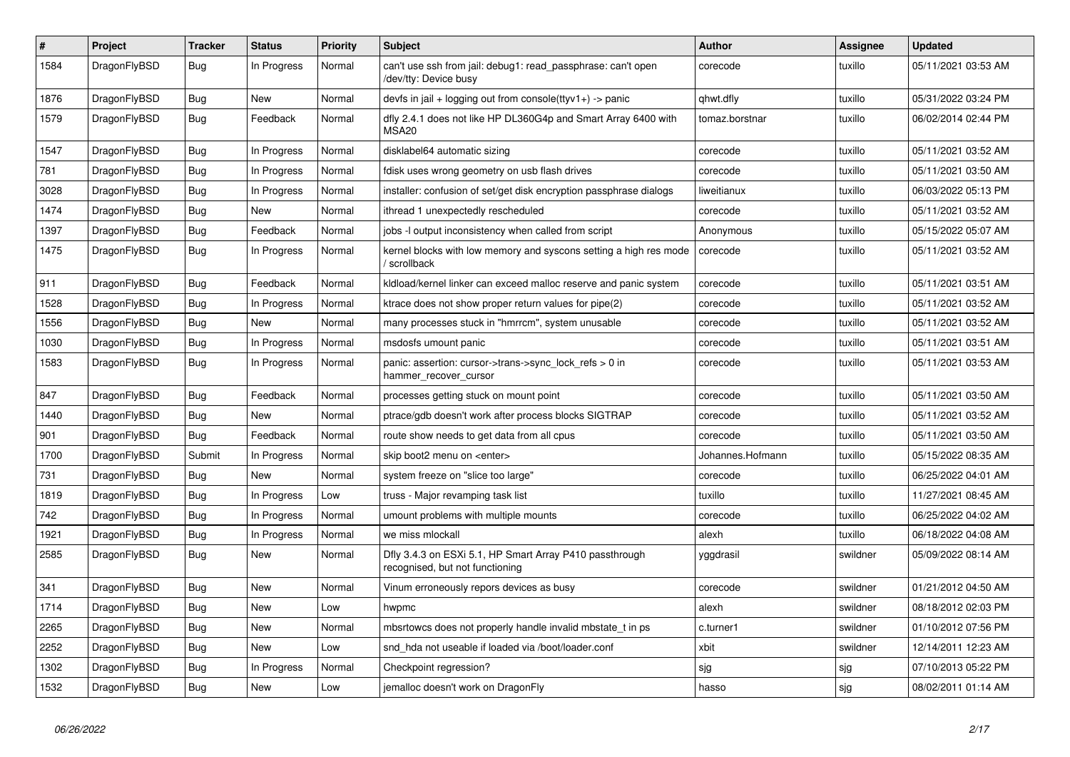| # | Project | Tracker | Status | Priority | Subject | Author | Assignee | Updated |
|---|---|---|---|---|---|---|---|---|
| 1584 | DragonFlyBSD | Bug | In Progress | Normal | can't use ssh from jail: debug1: read_passphrase: can't open /dev/tty: Device busy | corecode | tuxillo | 05/11/2021 03:53 AM |
| 1876 | DragonFlyBSD | Bug | New | Normal | devfs in jail + logging out from console(ttyv1+) -> panic | qhwt.dfly | tuxillo | 05/31/2022 03:24 PM |
| 1579 | DragonFlyBSD | Bug | Feedback | Normal | dfly 2.4.1 does not like HP DL360G4p and Smart Array 6400 with MSA20 | tomaz.borstnar | tuxillo | 06/02/2014 02:44 PM |
| 1547 | DragonFlyBSD | Bug | In Progress | Normal | disklabel64 automatic sizing | corecode | tuxillo | 05/11/2021 03:52 AM |
| 781 | DragonFlyBSD | Bug | In Progress | Normal | fdisk uses wrong geometry on usb flash drives | corecode | tuxillo | 05/11/2021 03:50 AM |
| 3028 | DragonFlyBSD | Bug | In Progress | Normal | installer: confusion of set/get disk encryption passphrase dialogs | liweitianux | tuxillo | 06/03/2022 05:13 PM |
| 1474 | DragonFlyBSD | Bug | New | Normal | ithread 1 unexpectedly rescheduled | corecode | tuxillo | 05/11/2021 03:52 AM |
| 1397 | DragonFlyBSD | Bug | Feedback | Normal | jobs -l output inconsistency when called from script | Anonymous | tuxillo | 05/15/2022 05:07 AM |
| 1475 | DragonFlyBSD | Bug | In Progress | Normal | kernel blocks with low memory and syscons setting a high res mode / scrollback | corecode | tuxillo | 05/11/2021 03:52 AM |
| 911 | DragonFlyBSD | Bug | Feedback | Normal | kldload/kernel linker can exceed malloc reserve and panic system | corecode | tuxillo | 05/11/2021 03:51 AM |
| 1528 | DragonFlyBSD | Bug | In Progress | Normal | ktrace does not show proper return values for pipe(2) | corecode | tuxillo | 05/11/2021 03:52 AM |
| 1556 | DragonFlyBSD | Bug | New | Normal | many processes stuck in "hmrrcm", system unusable | corecode | tuxillo | 05/11/2021 03:52 AM |
| 1030 | DragonFlyBSD | Bug | In Progress | Normal | msdosfs umount panic | corecode | tuxillo | 05/11/2021 03:51 AM |
| 1583 | DragonFlyBSD | Bug | In Progress | Normal | panic: assertion: cursor->trans->sync_lock_refs > 0 in hammer_recover_cursor | corecode | tuxillo | 05/11/2021 03:53 AM |
| 847 | DragonFlyBSD | Bug | Feedback | Normal | processes getting stuck on mount point | corecode | tuxillo | 05/11/2021 03:50 AM |
| 1440 | DragonFlyBSD | Bug | New | Normal | ptrace/gdb doesn't work after process blocks SIGTRAP | corecode | tuxillo | 05/11/2021 03:52 AM |
| 901 | DragonFlyBSD | Bug | Feedback | Normal | route show needs to get data from all cpus | corecode | tuxillo | 05/11/2021 03:50 AM |
| 1700 | DragonFlyBSD | Submit | In Progress | Normal | skip boot2 menu on <enter> | Johannes.Hofmann | tuxillo | 05/15/2022 08:35 AM |
| 731 | DragonFlyBSD | Bug | New | Normal | system freeze on "slice too large" | corecode | tuxillo | 06/25/2022 04:01 AM |
| 1819 | DragonFlyBSD | Bug | In Progress | Low | truss - Major revamping task list | tuxillo | tuxillo | 11/27/2021 08:45 AM |
| 742 | DragonFlyBSD | Bug | In Progress | Normal | umount problems with multiple mounts | corecode | tuxillo | 06/25/2022 04:02 AM |
| 1921 | DragonFlyBSD | Bug | In Progress | Normal | we miss mlockall | alexh | tuxillo | 06/18/2022 04:08 AM |
| 2585 | DragonFlyBSD | Bug | New | Normal | Dfly 3.4.3 on ESXi 5.1, HP Smart Array P410 passthrough recognised, but not functioning | yggdrasil | swildner | 05/09/2022 08:14 AM |
| 341 | DragonFlyBSD | Bug | New | Normal | Vinum erroneously repors devices as busy | corecode | swildner | 01/21/2012 04:50 AM |
| 1714 | DragonFlyBSD | Bug | New | Low | hwpmc | alexh | swildner | 08/18/2012 02:03 PM |
| 2265 | DragonFlyBSD | Bug | New | Normal | mbsrtowcs does not properly handle invalid mbstate_t in ps | c.turner1 | swildner | 01/10/2012 07:56 PM |
| 2252 | DragonFlyBSD | Bug | New | Low | snd_hda not useable if loaded via /boot/loader.conf | xbit | swildner | 12/14/2011 12:23 AM |
| 1302 | DragonFlyBSD | Bug | In Progress | Normal | Checkpoint regression? | sjg | sjg | 07/10/2013 05:22 PM |
| 1532 | DragonFlyBSD | Bug | New | Low | jemalloc doesn't work on DragonFly | hasso | sjg | 08/02/2011 01:14 AM |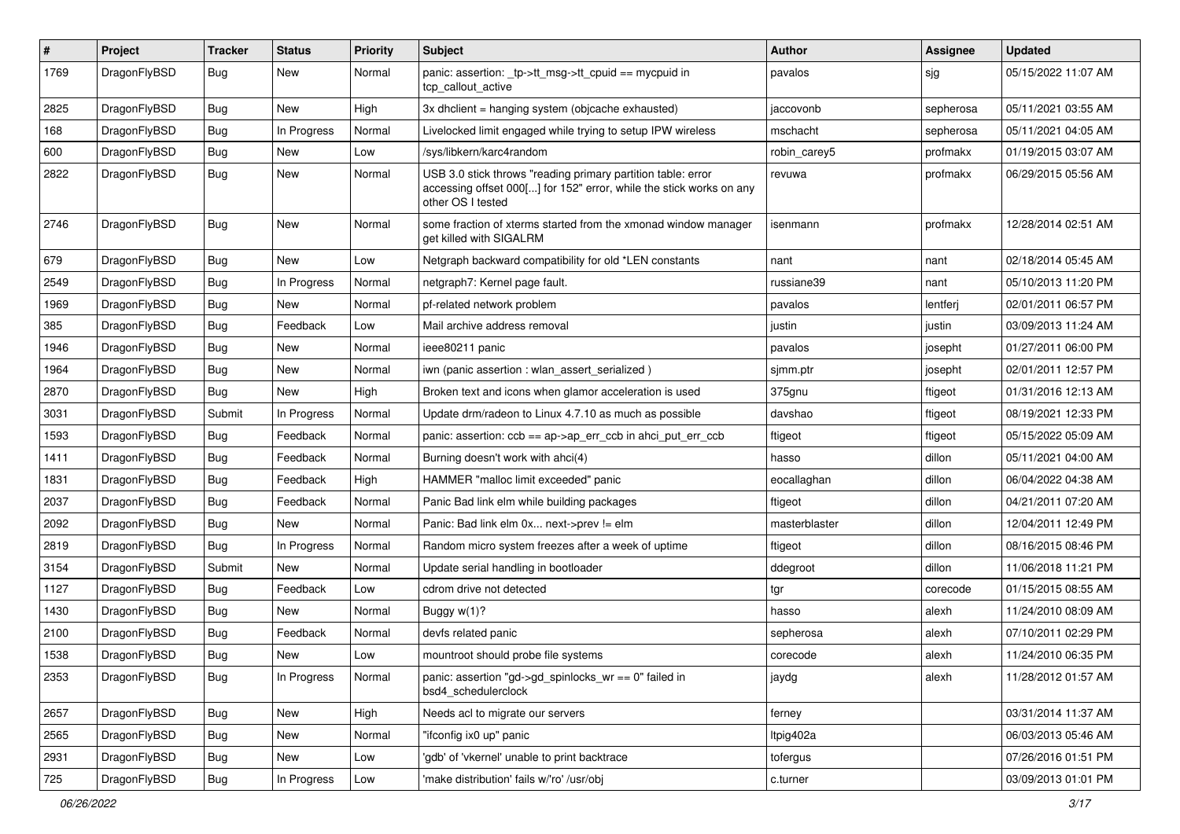| # | Project | Tracker | Status | Priority | Subject | Author | Assignee | Updated |
|---|---|---|---|---|---|---|---|---|
| 1769 | DragonFlyBSD | Bug | New | Normal | panic: assertion: _tp->tt_msg->tt_cpuid == mycpuid in tcp_callout_active | pavalos | sjg | 05/15/2022 11:07 AM |
| 2825 | DragonFlyBSD | Bug | New | High | 3x dhclient = hanging system (objcache exhausted) | jaccovonb | sepherosa | 05/11/2021 03:55 AM |
| 168 | DragonFlyBSD | Bug | In Progress | Normal | Livelocked limit engaged while trying to setup IPW wireless | mschacht | sepherosa | 05/11/2021 04:05 AM |
| 600 | DragonFlyBSD | Bug | New | Low | /sys/libkern/karc4random | robin_carey5 | profmakx | 01/19/2015 03:07 AM |
| 2822 | DragonFlyBSD | Bug | New | Normal | USB 3.0 stick throws "reading primary partition table: error accessing offset 000[...] for 152" error, while the stick works on any other OS I tested | revuwa | profmakx | 06/29/2015 05:56 AM |
| 2746 | DragonFlyBSD | Bug | New | Normal | some fraction of xterms started from the xmonad window manager get killed with SIGALRM | isenmann | profmakx | 12/28/2014 02:51 AM |
| 679 | DragonFlyBSD | Bug | New | Low | Netgraph backward compatibility for old *LEN constants | nant | nant | 02/18/2014 05:45 AM |
| 2549 | DragonFlyBSD | Bug | In Progress | Normal | netgraph7: Kernel page fault. | russiane39 | nant | 05/10/2013 11:20 PM |
| 1969 | DragonFlyBSD | Bug | New | Normal | pf-related network problem | pavalos | lentferj | 02/01/2011 06:57 PM |
| 385 | DragonFlyBSD | Bug | Feedback | Low | Mail archive address removal | justin | justin | 03/09/2013 11:24 AM |
| 1946 | DragonFlyBSD | Bug | New | Normal | ieee80211 panic | pavalos | josepht | 01/27/2011 06:00 PM |
| 1964 | DragonFlyBSD | Bug | New | Normal | iwn (panic assertion : wlan_assert_serialized ) | sjmm.ptr | josepht | 02/01/2011 12:57 PM |
| 2870 | DragonFlyBSD | Bug | New | High | Broken text and icons when glamor acceleration is used | 375gnu | ftigeot | 01/31/2016 12:13 AM |
| 3031 | DragonFlyBSD | Submit | In Progress | Normal | Update drm/radeon to Linux 4.7.10 as much as possible | davshao | ftigeot | 08/19/2021 12:33 PM |
| 1593 | DragonFlyBSD | Bug | Feedback | Normal | panic: assertion: ccb == ap->ap_err_ccb in ahci_put_err_ccb | ftigeot | ftigeot | 05/15/2022 05:09 AM |
| 1411 | DragonFlyBSD | Bug | Feedback | Normal | Burning doesn't work with ahci(4) | hasso | dillon | 05/11/2021 04:00 AM |
| 1831 | DragonFlyBSD | Bug | Feedback | High | HAMMER "malloc limit exceeded" panic | eocallaghan | dillon | 06/04/2022 04:38 AM |
| 2037 | DragonFlyBSD | Bug | Feedback | Normal | Panic Bad link elm while building packages | ftigeot | dillon | 04/21/2011 07:20 AM |
| 2092 | DragonFlyBSD | Bug | New | Normal | Panic: Bad link elm 0x... next->prev != elm | masterblaster | dillon | 12/04/2011 12:49 PM |
| 2819 | DragonFlyBSD | Bug | In Progress | Normal | Random micro system freezes after a week of uptime | ftigeot | dillon | 08/16/2015 08:46 PM |
| 3154 | DragonFlyBSD | Submit | New | Normal | Update serial handling in bootloader | ddegroot | dillon | 11/06/2018 11:21 PM |
| 1127 | DragonFlyBSD | Bug | Feedback | Low | cdrom drive not detected | tgr | corecode | 01/15/2015 08:55 AM |
| 1430 | DragonFlyBSD | Bug | New | Normal | Buggy w(1)? | hasso | alexh | 11/24/2010 08:09 AM |
| 2100 | DragonFlyBSD | Bug | Feedback | Normal | devfs related panic | sepherosa | alexh | 07/10/2011 02:29 PM |
| 1538 | DragonFlyBSD | Bug | New | Low | mountroot should probe file systems | corecode | alexh | 11/24/2010 06:35 PM |
| 2353 | DragonFlyBSD | Bug | In Progress | Normal | panic: assertion "gd->gd_spinlocks_wr == 0" failed in bsd4_schedulerclock | jaydg | alexh | 11/28/2012 01:57 AM |
| 2657 | DragonFlyBSD | Bug | New | High | Needs acl to migrate our servers | ferney | | 03/31/2014 11:37 AM |
| 2565 | DragonFlyBSD | Bug | New | Normal | "ifconfig ix0 up" panic | ltpig402a | | 06/03/2013 05:46 AM |
| 2931 | DragonFlyBSD | Bug | New | Low | 'gdb' of 'vkernel' unable to print backtrace | tofergus | | 07/26/2016 01:51 PM |
| 725 | DragonFlyBSD | Bug | In Progress | Low | 'make distribution' fails w/'ro' /usr/obj | c.turner | | 03/09/2013 01:01 PM |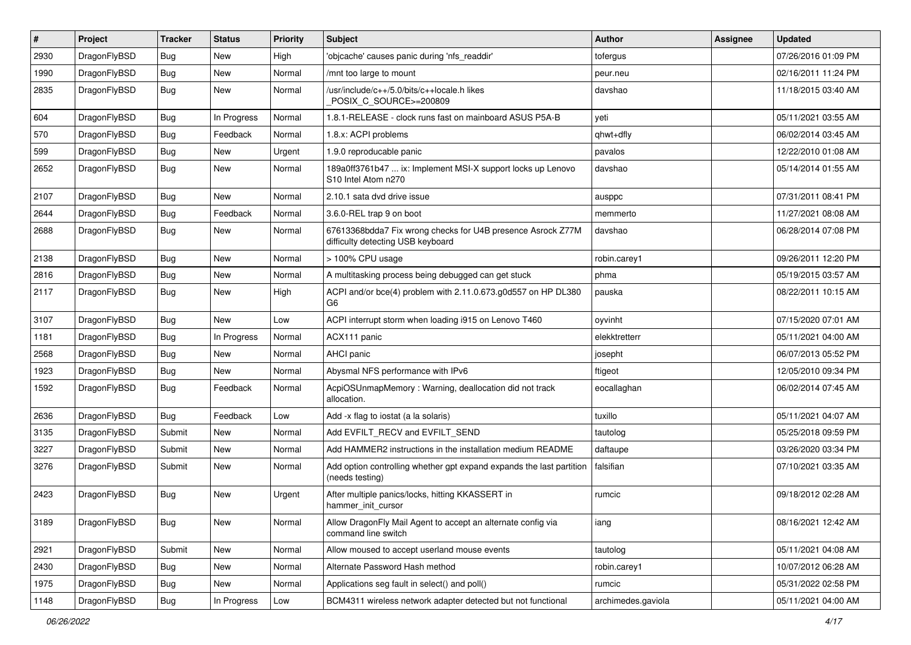| # | Project | Tracker | Status | Priority | Subject | Author | Assignee | Updated |
|---|---|---|---|---|---|---|---|---|
| 2930 | DragonFlyBSD | Bug | New | High | 'objcache' causes panic during 'nfs_readdir' | tofergus | | 07/26/2016 01:09 PM |
| 1990 | DragonFlyBSD | Bug | New | Normal | /mnt too large to mount | peur.neu | | 02/16/2011 11:24 PM |
| 2835 | DragonFlyBSD | Bug | New | Normal | /usr/include/c++/5.0/bits/c++locale.h likes _POSIX_C_SOURCE>=200809 | davshao | | 11/18/2015 03:40 AM |
| 604 | DragonFlyBSD | Bug | In Progress | Normal | 1.8.1-RELEASE - clock runs fast on mainboard ASUS P5A-B | yeti | | 05/11/2021 03:55 AM |
| 570 | DragonFlyBSD | Bug | Feedback | Normal | 1.8.x: ACPI problems | qhwt+dfly | | 06/02/2014 03:45 AM |
| 599 | DragonFlyBSD | Bug | New | Urgent | 1.9.0 reproducable panic | pavalos | | 12/22/2010 01:08 AM |
| 2652 | DragonFlyBSD | Bug | New | Normal | 189a0ff3761b47 ... ix: Implement MSI-X support locks up Lenovo S10 Intel Atom n270 | davshao | | 05/14/2014 01:55 AM |
| 2107 | DragonFlyBSD | Bug | New | Normal | 2.10.1 sata dvd drive issue | ausppc | | 07/31/2011 08:41 PM |
| 2644 | DragonFlyBSD | Bug | Feedback | Normal | 3.6.0-REL trap 9 on boot | memmerto | | 11/27/2021 08:08 AM |
| 2688 | DragonFlyBSD | Bug | New | Normal | 67613368bdda7 Fix wrong checks for U4B presence Asrock Z77M difficulty detecting USB keyboard | davshao | | 06/28/2014 07:08 PM |
| 2138 | DragonFlyBSD | Bug | New | Normal | > 100% CPU usage | robin.carey1 | | 09/26/2011 12:20 PM |
| 2816 | DragonFlyBSD | Bug | New | Normal | A multitasking process being debugged can get stuck | phma | | 05/19/2015 03:57 AM |
| 2117 | DragonFlyBSD | Bug | New | High | ACPI and/or bce(4) problem with 2.11.0.673.g0d557 on HP DL380 G6 | pauska | | 08/22/2011 10:15 AM |
| 3107 | DragonFlyBSD | Bug | New | Low | ACPI interrupt storm when loading i915 on Lenovo T460 | oyvinht | | 07/15/2020 07:01 AM |
| 1181 | DragonFlyBSD | Bug | In Progress | Normal | ACX111 panic | elekktretterr | | 05/11/2021 04:00 AM |
| 2568 | DragonFlyBSD | Bug | New | Normal | AHCI panic | josepht | | 06/07/2013 05:52 PM |
| 1923 | DragonFlyBSD | Bug | New | Normal | Abysmal NFS performance with IPv6 | ftigeot | | 12/05/2010 09:34 PM |
| 1592 | DragonFlyBSD | Bug | Feedback | Normal | AcpiOSUnmapMemory : Warning, deallocation did not track allocation. | eocallaghan | | 06/02/2014 07:45 AM |
| 2636 | DragonFlyBSD | Bug | Feedback | Low | Add -x flag to iostat (a la solaris) | tuxillo | | 05/11/2021 04:07 AM |
| 3135 | DragonFlyBSD | Submit | New | Normal | Add EVFILT_RECV and EVFILT_SEND | tautolog | | 05/25/2018 09:59 PM |
| 3227 | DragonFlyBSD | Submit | New | Normal | Add HAMMER2 instructions in the installation medium README | daftaupe | | 03/26/2020 03:34 PM |
| 3276 | DragonFlyBSD | Submit | New | Normal | Add option controlling whether gpt expand expands the last partition (needs testing) | falsifian | | 07/10/2021 03:35 AM |
| 2423 | DragonFlyBSD | Bug | New | Urgent | After multiple panics/locks, hitting KKASSERT in hammer_init_cursor | rumcic | | 09/18/2012 02:28 AM |
| 3189 | DragonFlyBSD | Bug | New | Normal | Allow DragonFly Mail Agent to accept an alternate config via command line switch | iang | | 08/16/2021 12:42 AM |
| 2921 | DragonFlyBSD | Submit | New | Normal | Allow moused to accept userland mouse events | tautolog | | 05/11/2021 04:08 AM |
| 2430 | DragonFlyBSD | Bug | New | Normal | Alternate Password Hash method | robin.carey1 | | 10/07/2012 06:28 AM |
| 1975 | DragonFlyBSD | Bug | New | Normal | Applications seg fault in select() and poll() | rumcic | | 05/31/2022 02:58 PM |
| 1148 | DragonFlyBSD | Bug | In Progress | Low | BCM4311 wireless network adapter detected but not functional | archimedes.gaviola | | 05/11/2021 04:00 AM |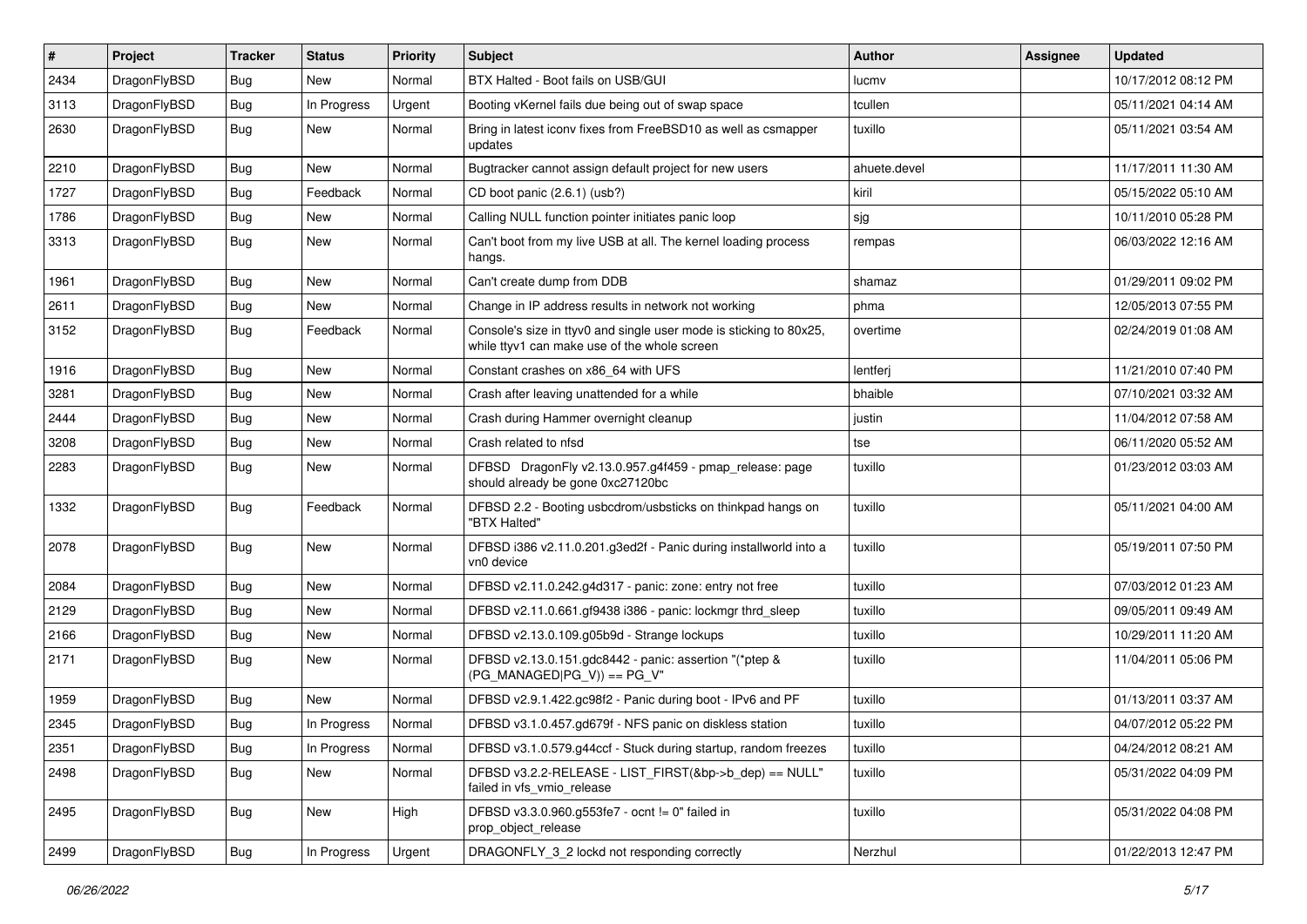| # | Project | Tracker | Status | Priority | Subject | Author | Assignee | Updated |
|---|---|---|---|---|---|---|---|---|
| 2434 | DragonFlyBSD | Bug | New | Normal | BTX Halted - Boot fails on USB/GUI | lucmv | | 10/17/2012 08:12 PM |
| 3113 | DragonFlyBSD | Bug | In Progress | Urgent | Booting vKernel fails due being out of swap space | tcullen | | 05/11/2021 04:14 AM |
| 2630 | DragonFlyBSD | Bug | New | Normal | Bring in latest iconv fixes from FreeBSD10 as well as csmapper updates | tuxillo | | 05/11/2021 03:54 AM |
| 2210 | DragonFlyBSD | Bug | New | Normal | Bugtracker cannot assign default project for new users | ahuete.devel | | 11/17/2011 11:30 AM |
| 1727 | DragonFlyBSD | Bug | Feedback | Normal | CD boot panic (2.6.1) (usb?) | kiril | | 05/15/2022 05:10 AM |
| 1786 | DragonFlyBSD | Bug | New | Normal | Calling NULL function pointer initiates panic loop | sjg | | 10/11/2010 05:28 PM |
| 3313 | DragonFlyBSD | Bug | New | Normal | Can't boot from my live USB at all. The kernel loading process hangs. | rempas | | 06/03/2022 12:16 AM |
| 1961 | DragonFlyBSD | Bug | New | Normal | Can't create dump from DDB | shamaz | | 01/29/2011 09:02 PM |
| 2611 | DragonFlyBSD | Bug | New | Normal | Change in IP address results in network not working | phma | | 12/05/2013 07:55 PM |
| 3152 | DragonFlyBSD | Bug | Feedback | Normal | Console's size in ttyv0 and single user mode is sticking to 80x25, while ttyv1 can make use of the whole screen | overtime | | 02/24/2019 01:08 AM |
| 1916 | DragonFlyBSD | Bug | New | Normal | Constant crashes on x86_64 with UFS | lentferj | | 11/21/2010 07:40 PM |
| 3281 | DragonFlyBSD | Bug | New | Normal | Crash after leaving unattended for a while | bhaible | | 07/10/2021 03:32 AM |
| 2444 | DragonFlyBSD | Bug | New | Normal | Crash during Hammer overnight cleanup | justin | | 11/04/2012 07:58 AM |
| 3208 | DragonFlyBSD | Bug | New | Normal | Crash related to nfsd | tse | | 06/11/2020 05:52 AM |
| 2283 | DragonFlyBSD | Bug | New | Normal | DFBSD DragonFly v2.13.0.957.g4f459 - pmap_release: page should already be gone 0xc27120bc | tuxillo | | 01/23/2012 03:03 AM |
| 1332 | DragonFlyBSD | Bug | Feedback | Normal | DFBSD 2.2 - Booting usbcdrom/usbsticks on thinkpad hangs on "BTX Halted" | tuxillo | | 05/11/2021 04:00 AM |
| 2078 | DragonFlyBSD | Bug | New | Normal | DFBSD i386 v2.11.0.201.g3ed2f - Panic during installworld into a vn0 device | tuxillo | | 05/19/2011 07:50 PM |
| 2084 | DragonFlyBSD | Bug | New | Normal | DFBSD v2.11.0.242.g4d317 - panic: zone: entry not free | tuxillo | | 07/03/2012 01:23 AM |
| 2129 | DragonFlyBSD | Bug | New | Normal | DFBSD v2.11.0.661.gf9438 i386 - panic: lockmgr thrd_sleep | tuxillo | | 09/05/2011 09:49 AM |
| 2166 | DragonFlyBSD | Bug | New | Normal | DFBSD v2.13.0.109.g05b9d - Strange lockups | tuxillo | | 10/29/2011 11:20 AM |
| 2171 | DragonFlyBSD | Bug | New | Normal | DFBSD v2.13.0.151.gdc8442 - panic: assertion "(*ptep & (PG_MANAGED\|PG_V)) == PG_V" | tuxillo | | 11/04/2011 05:06 PM |
| 1959 | DragonFlyBSD | Bug | New | Normal | DFBSD v2.9.1.422.gc98f2 - Panic during boot - IPv6 and PF | tuxillo | | 01/13/2011 03:37 AM |
| 2345 | DragonFlyBSD | Bug | In Progress | Normal | DFBSD v3.1.0.457.gd679f - NFS panic on diskless station | tuxillo | | 04/07/2012 05:22 PM |
| 2351 | DragonFlyBSD | Bug | In Progress | Normal | DFBSD v3.1.0.579.g44ccf - Stuck during startup, random freezes | tuxillo | | 04/24/2012 08:21 AM |
| 2498 | DragonFlyBSD | Bug | New | Normal | DFBSD v3.2.2-RELEASE - LIST_FIRST(&bp->b_dep) == NULL" failed in vfs_vmio_release | tuxillo | | 05/31/2022 04:09 PM |
| 2495 | DragonFlyBSD | Bug | New | High | DFBSD v3.3.0.960.g553fe7 - ocnt != 0" failed in prop_object_release | tuxillo | | 05/31/2022 04:08 PM |
| 2499 | DragonFlyBSD | Bug | In Progress | Urgent | DRAGONFLY_3_2 lockd not responding correctly | Nerzhul | | 01/22/2013 12:47 PM |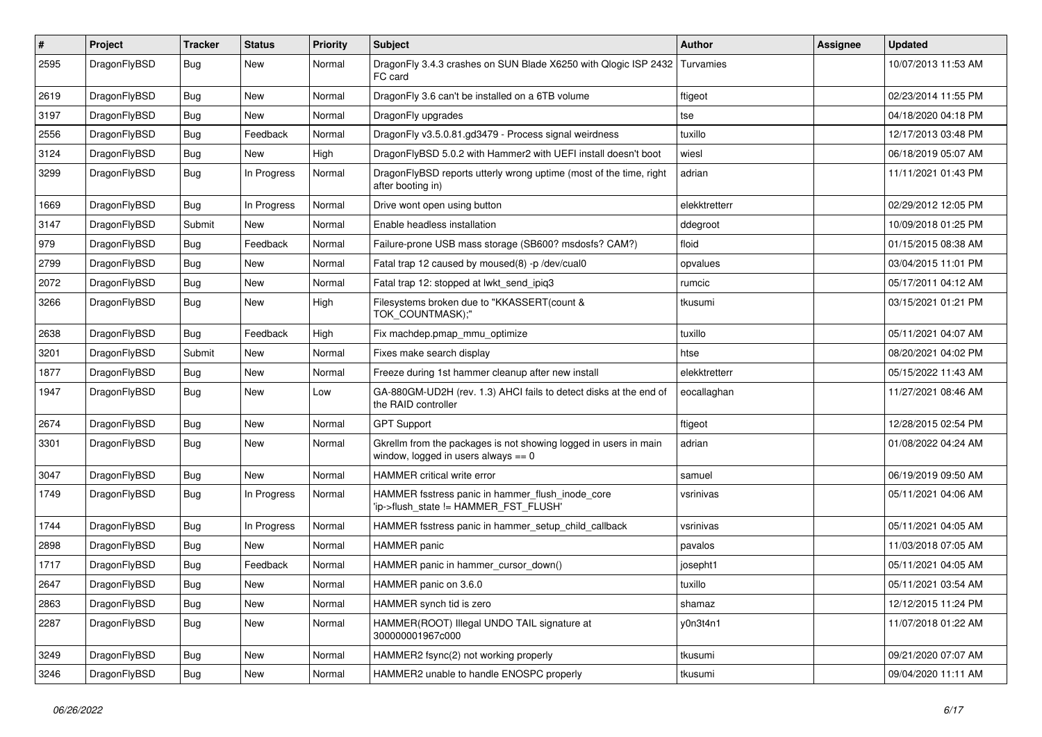| # | Project | Tracker | Status | Priority | Subject | Author | Assignee | Updated |
|---|---|---|---|---|---|---|---|---|
| 2595 | DragonFlyBSD | Bug | New | Normal | DragonFly 3.4.3 crashes on SUN Blade X6250 with Qlogic ISP 2432 FC card | Turvamies | | 10/07/2013 11:53 AM |
| 2619 | DragonFlyBSD | Bug | New | Normal | DragonFly 3.6 can't be installed on a 6TB volume | ftigeot | | 02/23/2014 11:55 PM |
| 3197 | DragonFlyBSD | Bug | New | Normal | DragonFly upgrades | tse | | 04/18/2020 04:18 PM |
| 2556 | DragonFlyBSD | Bug | Feedback | Normal | DragonFly v3.5.0.81.gd3479 - Process signal weirdness | tuxillo | | 12/17/2013 03:48 PM |
| 3124 | DragonFlyBSD | Bug | New | High | DragonFlyBSD 5.0.2 with Hammer2 with UEFI install doesn't boot | wiesl | | 06/18/2019 05:07 AM |
| 3299 | DragonFlyBSD | Bug | In Progress | Normal | DragonFlyBSD reports utterly wrong uptime (most of the time, right after booting in) | adrian | | 11/11/2021 01:43 PM |
| 1669 | DragonFlyBSD | Bug | In Progress | Normal | Drive wont open using button | elekktretterr | | 02/29/2012 12:05 PM |
| 3147 | DragonFlyBSD | Submit | New | Normal | Enable headless installation | ddegroot | | 10/09/2018 01:25 PM |
| 979 | DragonFlyBSD | Bug | Feedback | Normal | Failure-prone USB mass storage (SB600? msdosfs? CAM?) | floid | | 01/15/2015 08:38 AM |
| 2799 | DragonFlyBSD | Bug | New | Normal | Fatal trap 12 caused by moused(8) -p /dev/cual0 | opvalues | | 03/04/2015 11:01 PM |
| 2072 | DragonFlyBSD | Bug | New | Normal | Fatal trap 12: stopped at lwkt_send_ipiq3 | rumcic | | 05/17/2011 04:12 AM |
| 3266 | DragonFlyBSD | Bug | New | High | Filesystems broken due to "KKASSERT(count & TOK_COUNTMASK);" | tkusumi | | 03/15/2021 01:21 PM |
| 2638 | DragonFlyBSD | Bug | Feedback | High | Fix machdep.pmap_mmu_optimize | tuxillo | | 05/11/2021 04:07 AM |
| 3201 | DragonFlyBSD | Submit | New | Normal | Fixes make search display | htse | | 08/20/2021 04:02 PM |
| 1877 | DragonFlyBSD | Bug | New | Normal | Freeze during 1st hammer cleanup after new install | elekktretterr | | 05/15/2022 11:43 AM |
| 1947 | DragonFlyBSD | Bug | New | Low | GA-880GM-UD2H (rev. 1.3) AHCI fails to detect disks at the end of the RAID controller | eocallaghan | | 11/27/2021 08:46 AM |
| 2674 | DragonFlyBSD | Bug | New | Normal | GPT Support | ftigeot | | 12/28/2015 02:54 PM |
| 3301 | DragonFlyBSD | Bug | New | Normal | Gkrellm from the packages is not showing logged in users in main window, logged in users always == 0 | adrian | | 01/08/2022 04:24 AM |
| 3047 | DragonFlyBSD | Bug | New | Normal | HAMMER critical write error | samuel | | 06/19/2019 09:50 AM |
| 1749 | DragonFlyBSD | Bug | In Progress | Normal | HAMMER fsstress panic in hammer_flush_inode_core 'ip->flush_state != HAMMER_FST_FLUSH' | vsrinivas | | 05/11/2021 04:06 AM |
| 1744 | DragonFlyBSD | Bug | In Progress | Normal | HAMMER fsstress panic in hammer_setup_child_callback | vsrinivas | | 05/11/2021 04:05 AM |
| 2898 | DragonFlyBSD | Bug | New | Normal | HAMMER panic | pavalos | | 11/03/2018 07:05 AM |
| 1717 | DragonFlyBSD | Bug | Feedback | Normal | HAMMER panic in hammer_cursor_down() | josepht1 | | 05/11/2021 04:05 AM |
| 2647 | DragonFlyBSD | Bug | New | Normal | HAMMER panic on 3.6.0 | tuxillo | | 05/11/2021 03:54 AM |
| 2863 | DragonFlyBSD | Bug | New | Normal | HAMMER synch tid is zero | shamaz | | 12/12/2015 11:24 PM |
| 2287 | DragonFlyBSD | Bug | New | Normal | HAMMER(ROOT) Illegal UNDO TAIL signature at 300000001967c000 | y0n3t4n1 | | 11/07/2018 01:22 AM |
| 3249 | DragonFlyBSD | Bug | New | Normal | HAMMER2 fsync(2) not working properly | tkusumi | | 09/21/2020 07:07 AM |
| 3246 | DragonFlyBSD | Bug | New | Normal | HAMMER2 unable to handle ENOSPC properly | tkusumi | | 09/04/2020 11:11 AM |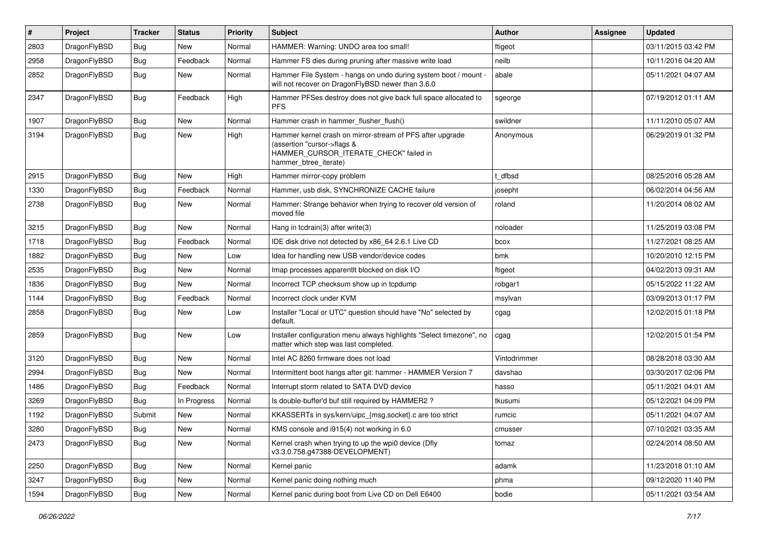| # | Project | Tracker | Status | Priority | Subject | Author | Assignee | Updated |
|---|---|---|---|---|---|---|---|---|
| 2803 | DragonFlyBSD | Bug | New | Normal | HAMMER: Warning: UNDO area too small! | ftigeot | | 03/11/2015 03:42 PM |
| 2958 | DragonFlyBSD | Bug | Feedback | Normal | Hammer FS dies during pruning after massive write load | neilb | | 10/11/2016 04:20 AM |
| 2852 | DragonFlyBSD | Bug | New | Normal | Hammer File System - hangs on undo during system boot / mount - will not recover on DragonFlyBSD newer than 3.6.0 | abale | | 05/11/2021 04:07 AM |
| 2347 | DragonFlyBSD | Bug | Feedback | High | Hammer PFSes destroy does not give back full space allocated to PFS | sgeorge | | 07/19/2012 01:11 AM |
| 1907 | DragonFlyBSD | Bug | New | Normal | Hammer crash in hammer_flusher_flush() | swildner | | 11/11/2010 05:07 AM |
| 3194 | DragonFlyBSD | Bug | New | High | Hammer kernel crash on mirror-stream of PFS after upgrade (assertion "cursor->flags & HAMMER_CURSOR_ITERATE_CHECK" failed in hammer_btree_iterate) | Anonymous | | 06/29/2019 01:32 PM |
| 2915 | DragonFlyBSD | Bug | New | High | Hammer mirror-copy problem | t_dfbsd | | 08/25/2016 05:28 AM |
| 1330 | DragonFlyBSD | Bug | Feedback | Normal | Hammer, usb disk, SYNCHRONIZE CACHE failure | josepht | | 06/02/2014 04:56 AM |
| 2738 | DragonFlyBSD | Bug | New | Normal | Hammer: Strange behavior when trying to recover old version of moved file | roland | | 11/20/2014 08:02 AM |
| 3215 | DragonFlyBSD | Bug | New | Normal | Hang in tcdrain(3) after write(3) | noloader | | 11/25/2019 03:08 PM |
| 1718 | DragonFlyBSD | Bug | Feedback | Normal | IDE disk drive not detected by x86_64 2.6.1 Live CD | bcox | | 11/27/2021 08:25 AM |
| 1882 | DragonFlyBSD | Bug | New | Low | Idea for handling new USB vendor/device codes | bmk | | 10/20/2010 12:15 PM |
| 2535 | DragonFlyBSD | Bug | New | Normal | Imap processes apparentlt blocked on disk I/O | ftigeot | | 04/02/2013 09:31 AM |
| 1836 | DragonFlyBSD | Bug | New | Normal | Incorrect TCP checksum show up in tcpdump | robgar1 | | 05/15/2022 11:22 AM |
| 1144 | DragonFlyBSD | Bug | Feedback | Normal | Incorrect clock under KVM | msylvan | | 03/09/2013 01:17 PM |
| 2858 | DragonFlyBSD | Bug | New | Low | Installer "Local or UTC" question should have "No" selected by default. | cgag | | 12/02/2015 01:18 PM |
| 2859 | DragonFlyBSD | Bug | New | Low | Installer configuration menu always highlights "Select timezone", no matter which step was last completed. | cgag | | 12/02/2015 01:54 PM |
| 3120 | DragonFlyBSD | Bug | New | Normal | Intel AC 8260 firmware does not load | Vintodrimmer | | 08/28/2018 03:30 AM |
| 2994 | DragonFlyBSD | Bug | New | Normal | Intermittent boot hangs after git: hammer - HAMMER Version 7 | davshao | | 03/30/2017 02:06 PM |
| 1486 | DragonFlyBSD | Bug | Feedback | Normal | Interrupt storm related to SATA DVD device | hasso | | 05/11/2021 04:01 AM |
| 3269 | DragonFlyBSD | Bug | In Progress | Normal | Is double-buffer'd buf still required by HAMMER2 ? | tkusumi | | 05/12/2021 04:09 PM |
| 1192 | DragonFlyBSD | Submit | New | Normal | KKASSERTs in sys/kern/uipc_{msg,socket}.c are too strict | rumcic | | 05/11/2021 04:07 AM |
| 3280 | DragonFlyBSD | Bug | New | Normal | KMS console and i915(4) not working in 6.0 | cmusser | | 07/10/2021 03:35 AM |
| 2473 | DragonFlyBSD | Bug | New | Normal | Kernel crash when trying to up the wpi0 device (Dfly v3.3.0.758.g47388-DEVELOPMENT) | tomaz | | 02/24/2014 08:50 AM |
| 2250 | DragonFlyBSD | Bug | New | Normal | Kernel panic | adamk | | 11/23/2018 01:10 AM |
| 3247 | DragonFlyBSD | Bug | New | Normal | Kernel panic doing nothing much | phma | | 09/12/2020 11:40 PM |
| 1594 | DragonFlyBSD | Bug | New | Normal | Kernel panic during boot from Live CD on Dell E6400 | bodie | | 05/11/2021 03:54 AM |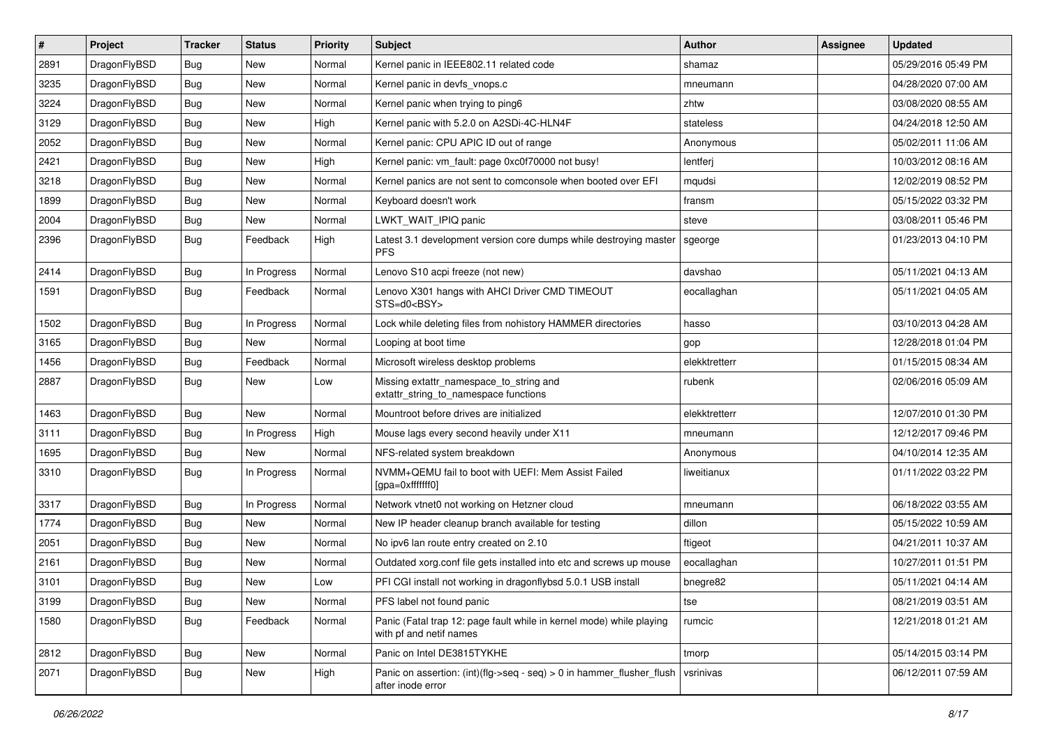| # | Project | Tracker | Status | Priority | Subject | Author | Assignee | Updated |
|---|---|---|---|---|---|---|---|---|
| 2891 | DragonFlyBSD | Bug | New | Normal | Kernel panic in IEEE802.11 related code | shamaz | | 05/29/2016 05:49 PM |
| 3235 | DragonFlyBSD | Bug | New | Normal | Kernel panic in devfs_vnops.c | mneumann | | 04/28/2020 07:00 AM |
| 3224 | DragonFlyBSD | Bug | New | Normal | Kernel panic when trying to ping6 | zhtw | | 03/08/2020 08:55 AM |
| 3129 | DragonFlyBSD | Bug | New | High | Kernel panic with 5.2.0 on A2SDi-4C-HLN4F | stateless | | 04/24/2018 12:50 AM |
| 2052 | DragonFlyBSD | Bug | New | Normal | Kernel panic: CPU APIC ID out of range | Anonymous | | 05/02/2011 11:06 AM |
| 2421 | DragonFlyBSD | Bug | New | High | Kernel panic: vm_fault: page 0xc0f70000 not busy! | lentferj | | 10/03/2012 08:16 AM |
| 3218 | DragonFlyBSD | Bug | New | Normal | Kernel panics are not sent to comconsole when booted over EFI | mqudsi | | 12/02/2019 08:52 PM |
| 1899 | DragonFlyBSD | Bug | New | Normal | Keyboard doesn't work | fransm | | 05/15/2022 03:32 PM |
| 2004 | DragonFlyBSD | Bug | New | Normal | LWKT_WAIT_IPIQ panic | steve | | 03/08/2011 05:46 PM |
| 2396 | DragonFlyBSD | Bug | Feedback | High | Latest 3.1 development version core dumps while destroying master PFS | sgeorge | | 01/23/2013 04:10 PM |
| 2414 | DragonFlyBSD | Bug | In Progress | Normal | Lenovo S10 acpi freeze (not new) | davshao | | 05/11/2021 04:13 AM |
| 1591 | DragonFlyBSD | Bug | Feedback | Normal | Lenovo X301 hangs with AHCI Driver CMD TIMEOUT STS=d0<BSY> | eocallaghan | | 05/11/2021 04:05 AM |
| 1502 | DragonFlyBSD | Bug | In Progress | Normal | Lock while deleting files from nohistory HAMMER directories | hasso | | 03/10/2013 04:28 AM |
| 3165 | DragonFlyBSD | Bug | New | Normal | Looping at boot time | gop | | 12/28/2018 01:04 PM |
| 1456 | DragonFlyBSD | Bug | Feedback | Normal | Microsoft wireless desktop problems | elekktretterr | | 01/15/2015 08:34 AM |
| 2887 | DragonFlyBSD | Bug | New | Low | Missing extattr_namespace_to_string and extattr_string_to_namespace functions | rubenk | | 02/06/2016 05:09 AM |
| 1463 | DragonFlyBSD | Bug | New | Normal | Mountroot before drives are initialized | elekktretterr | | 12/07/2010 01:30 PM |
| 3111 | DragonFlyBSD | Bug | In Progress | High | Mouse lags every second heavily under X11 | mneumann | | 12/12/2017 09:46 PM |
| 1695 | DragonFlyBSD | Bug | New | Normal | NFS-related system breakdown | Anonymous | | 04/10/2014 12:35 AM |
| 3310 | DragonFlyBSD | Bug | In Progress | Normal | NVMM+QEMU fail to boot with UEFI: Mem Assist Failed [gpa=0xfffffff0] | liweitianux | | 01/11/2022 03:22 PM |
| 3317 | DragonFlyBSD | Bug | In Progress | Normal | Network vtnet0 not working on Hetzner cloud | mneumann | | 06/18/2022 03:55 AM |
| 1774 | DragonFlyBSD | Bug | New | Normal | New IP header cleanup branch available for testing | dillon | | 05/15/2022 10:59 AM |
| 2051 | DragonFlyBSD | Bug | New | Normal | No ipv6 lan route entry created on 2.10 | ftigeot | | 04/21/2011 10:37 AM |
| 2161 | DragonFlyBSD | Bug | New | Normal | Outdated xorg.conf file gets installed into etc and screws up mouse | eocallaghan | | 10/27/2011 01:51 PM |
| 3101 | DragonFlyBSD | Bug | New | Low | PFI CGI install not working in dragonflybsd 5.0.1 USB install | bnegre82 | | 05/11/2021 04:14 AM |
| 3199 | DragonFlyBSD | Bug | New | Normal | PFS label not found panic | tse | | 08/21/2019 03:51 AM |
| 1580 | DragonFlyBSD | Bug | Feedback | Normal | Panic (Fatal trap 12: page fault while in kernel mode) while playing with pf and netif names | rumcic | | 12/21/2018 01:21 AM |
| 2812 | DragonFlyBSD | Bug | New | Normal | Panic on Intel DE3815TYKHE | tmorp | | 05/14/2015 03:14 PM |
| 2071 | DragonFlyBSD | Bug | New | High | Panic on assertion: (int)(flg->seq - seq) > 0 in hammer_flusher_flush after inode error | vsrinivas | | 06/12/2011 07:59 AM |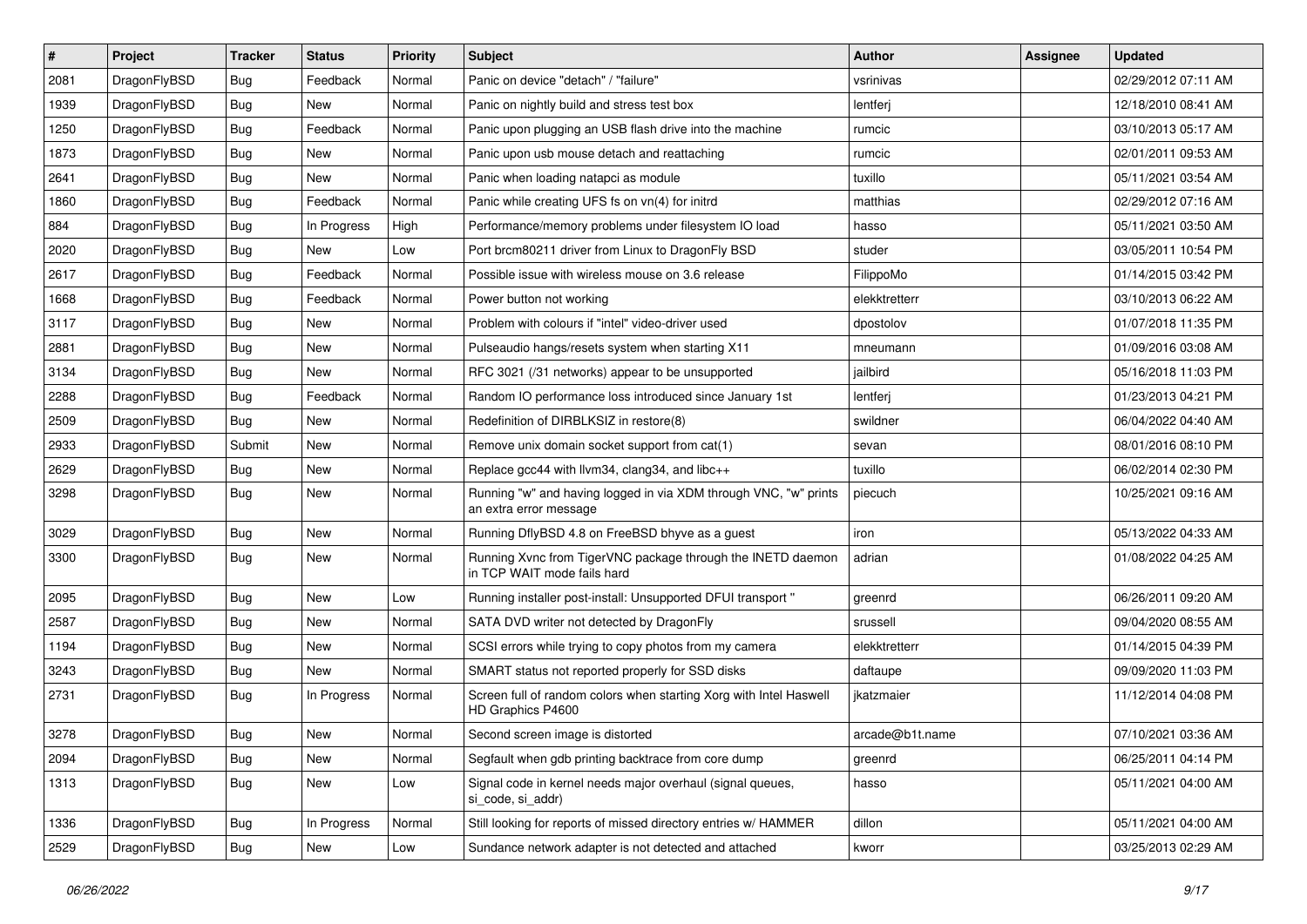| # | Project | Tracker | Status | Priority | Subject | Author | Assignee | Updated |
|---|---|---|---|---|---|---|---|---|
| 2081 | DragonFlyBSD | Bug | Feedback | Normal | Panic on device "detach" / "failure" | vsrinivas | | 02/29/2012 07:11 AM |
| 1939 | DragonFlyBSD | Bug | New | Normal | Panic on nightly build and stress test box | lentferj | | 12/18/2010 08:41 AM |
| 1250 | DragonFlyBSD | Bug | Feedback | Normal | Panic upon plugging an USB flash drive into the machine | rumcic | | 03/10/2013 05:17 AM |
| 1873 | DragonFlyBSD | Bug | New | Normal | Panic upon usb mouse detach and reattaching | rumcic | | 02/01/2011 09:53 AM |
| 2641 | DragonFlyBSD | Bug | New | Normal | Panic when loading natapci as module | tuxillo | | 05/11/2021 03:54 AM |
| 1860 | DragonFlyBSD | Bug | Feedback | Normal | Panic while creating UFS fs on vn(4) for initrd | matthias | | 02/29/2012 07:16 AM |
| 884 | DragonFlyBSD | Bug | In Progress | High | Performance/memory problems under filesystem IO load | hasso | | 05/11/2021 03:50 AM |
| 2020 | DragonFlyBSD | Bug | New | Low | Port brcm80211 driver from Linux to DragonFly BSD | studer | | 03/05/2011 10:54 PM |
| 2617 | DragonFlyBSD | Bug | Feedback | Normal | Possible issue with wireless mouse on 3.6 release | FilippoMo | | 01/14/2015 03:42 PM |
| 1668 | DragonFlyBSD | Bug | Feedback | Normal | Power button not working | elekktretterr | | 03/10/2013 06:22 AM |
| 3117 | DragonFlyBSD | Bug | New | Normal | Problem with colours if "intel" video-driver used | dpostolov | | 01/07/2018 11:35 PM |
| 2881 | DragonFlyBSD | Bug | New | Normal | Pulseaudio hangs/resets system when starting X11 | mneumann | | 01/09/2016 03:08 AM |
| 3134 | DragonFlyBSD | Bug | New | Normal | RFC 3021 (/31 networks) appear to be unsupported | jailbird | | 05/16/2018 11:03 PM |
| 2288 | DragonFlyBSD | Bug | Feedback | Normal | Random IO performance loss introduced since January 1st | lentferj | | 01/23/2013 04:21 PM |
| 2509 | DragonFlyBSD | Bug | New | Normal | Redefinition of DIRBLKSIZ in restore(8) | swildner | | 06/04/2022 04:40 AM |
| 2933 | DragonFlyBSD | Submit | New | Normal | Remove unix domain socket support from cat(1) | sevan | | 08/01/2016 08:10 PM |
| 2629 | DragonFlyBSD | Bug | New | Normal | Replace gcc44 with llvm34, clang34, and libc++ | tuxillo | | 06/02/2014 02:30 PM |
| 3298 | DragonFlyBSD | Bug | New | Normal | Running "w" and having logged in via XDM through VNC, "w" prints an extra error message | piecuch | | 10/25/2021 09:16 AM |
| 3029 | DragonFlyBSD | Bug | New | Normal | Running DflyBSD 4.8 on FreeBSD bhyve as a guest | iron | | 05/13/2022 04:33 AM |
| 3300 | DragonFlyBSD | Bug | New | Normal | Running Xvnc from TigerVNC package through the INETD daemon in TCP WAIT mode fails hard | adrian | | 01/08/2022 04:25 AM |
| 2095 | DragonFlyBSD | Bug | New | Low | Running installer post-install: Unsupported DFUI transport " | greenrd | | 06/26/2011 09:20 AM |
| 2587 | DragonFlyBSD | Bug | New | Normal | SATA DVD writer not detected by DragonFly | srussell | | 09/04/2020 08:55 AM |
| 1194 | DragonFlyBSD | Bug | New | Normal | SCSI errors while trying to copy photos from my camera | elekktretterr | | 01/14/2015 04:39 PM |
| 3243 | DragonFlyBSD | Bug | New | Normal | SMART status not reported properly for SSD disks | daftaupe | | 09/09/2020 11:03 PM |
| 2731 | DragonFlyBSD | Bug | In Progress | Normal | Screen full of random colors when starting Xorg with Intel Haswell HD Graphics P4600 | jkatzmaier | | 11/12/2014 04:08 PM |
| 3278 | DragonFlyBSD | Bug | New | Normal | Second screen image is distorted | arcade@b1t.name | | 07/10/2021 03:36 AM |
| 2094 | DragonFlyBSD | Bug | New | Normal | Segfault when gdb printing backtrace from core dump | greenrd | | 06/25/2011 04:14 PM |
| 1313 | DragonFlyBSD | Bug | New | Low | Signal code in kernel needs major overhaul (signal queues, si_code, si_addr) | hasso | | 05/11/2021 04:00 AM |
| 1336 | DragonFlyBSD | Bug | In Progress | Normal | Still looking for reports of missed directory entries w/ HAMMER | dillon | | 05/11/2021 04:00 AM |
| 2529 | DragonFlyBSD | Bug | New | Low | Sundance network adapter is not detected and attached | kworr | | 03/25/2013 02:29 AM |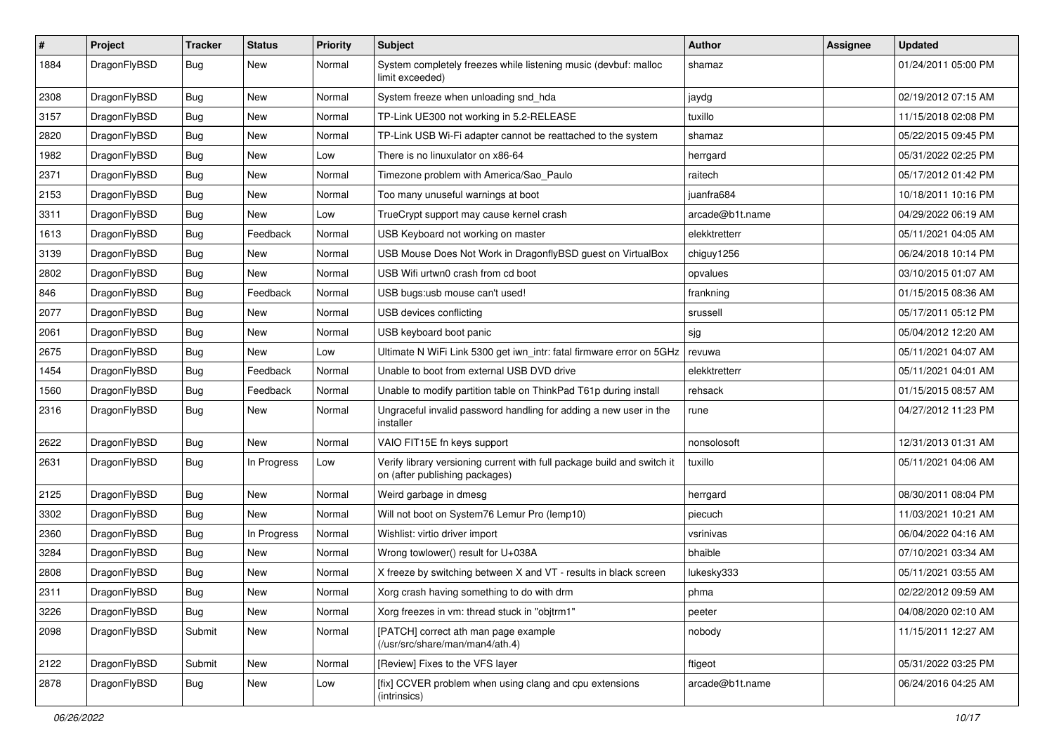| # | Project | Tracker | Status | Priority | Subject | Author | Assignee | Updated |
|---|---|---|---|---|---|---|---|---|
| 1884 | DragonFlyBSD | Bug | New | Normal | System completely freezes while listening music (devbuf: malloc limit exceeded) | shamaz | | 01/24/2011 05:00 PM |
| 2308 | DragonFlyBSD | Bug | New | Normal | System freeze when unloading snd_hda | jaydg | | 02/19/2012 07:15 AM |
| 3157 | DragonFlyBSD | Bug | New | Normal | TP-Link UE300 not working in 5.2-RELEASE | tuxillo | | 11/15/2018 02:08 PM |
| 2820 | DragonFlyBSD | Bug | New | Normal | TP-Link USB Wi-Fi adapter cannot be reattached to the system | shamaz | | 05/22/2015 09:45 PM |
| 1982 | DragonFlyBSD | Bug | New | Low | There is no linuxulator on x86-64 | herrgard | | 05/31/2022 02:25 PM |
| 2371 | DragonFlyBSD | Bug | New | Normal | Timezone problem with America/Sao_Paulo | raitech | | 05/17/2012 01:42 PM |
| 2153 | DragonFlyBSD | Bug | New | Normal | Too many unuseful warnings at boot | juanfra684 | | 10/18/2011 10:16 PM |
| 3311 | DragonFlyBSD | Bug | New | Low | TrueCrypt support may cause kernel crash | arcade@b1t.name | | 04/29/2022 06:19 AM |
| 1613 | DragonFlyBSD | Bug | Feedback | Normal | USB Keyboard not working on master | elekktretterr | | 05/11/2021 04:05 AM |
| 3139 | DragonFlyBSD | Bug | New | Normal | USB Mouse Does Not Work in DragonflyBSD guest on VirtualBox | chiguy1256 | | 06/24/2018 10:14 PM |
| 2802 | DragonFlyBSD | Bug | New | Normal | USB Wifi urtwn0 crash from cd boot | opvalues | | 03/10/2015 01:07 AM |
| 846 | DragonFlyBSD | Bug | Feedback | Normal | USB bugs:usb mouse can't used! | frankning | | 01/15/2015 08:36 AM |
| 2077 | DragonFlyBSD | Bug | New | Normal | USB devices conflicting | srussell | | 05/17/2011 05:12 PM |
| 2061 | DragonFlyBSD | Bug | New | Normal | USB keyboard boot panic | sjg | | 05/04/2012 12:20 AM |
| 2675 | DragonFlyBSD | Bug | New | Low | Ultimate N WiFi Link 5300 get iwn_intr: fatal firmware error on 5GHz | revuwa | | 05/11/2021 04:07 AM |
| 1454 | DragonFlyBSD | Bug | Feedback | Normal | Unable to boot from external USB DVD drive | elekktretterr | | 05/11/2021 04:01 AM |
| 1560 | DragonFlyBSD | Bug | Feedback | Normal | Unable to modify partition table on ThinkPad T61p during install | rehsack | | 01/15/2015 08:57 AM |
| 2316 | DragonFlyBSD | Bug | New | Normal | Ungraceful invalid password handling for adding a new user in the installer | rune | | 04/27/2012 11:23 PM |
| 2622 | DragonFlyBSD | Bug | New | Normal | VAIO FIT15E fn keys support | nonsolosoft | | 12/31/2013 01:31 AM |
| 2631 | DragonFlyBSD | Bug | In Progress | Low | Verify library versioning current with full package build and switch it on (after publishing packages) | tuxillo | | 05/11/2021 04:06 AM |
| 2125 | DragonFlyBSD | Bug | New | Normal | Weird garbage in dmesg | herrgard | | 08/30/2011 08:04 PM |
| 3302 | DragonFlyBSD | Bug | New | Normal | Will not boot on System76 Lemur Pro (lemp10) | piecuch | | 11/03/2021 10:21 AM |
| 2360 | DragonFlyBSD | Bug | In Progress | Normal | Wishlist: virtio driver import | vsrinivas | | 06/04/2022 04:16 AM |
| 3284 | DragonFlyBSD | Bug | New | Normal | Wrong towlower() result for U+038A | bhaible | | 07/10/2021 03:34 AM |
| 2808 | DragonFlyBSD | Bug | New | Normal | X freeze by switching between X and VT - results in black screen | lukesky333 | | 05/11/2021 03:55 AM |
| 2311 | DragonFlyBSD | Bug | New | Normal | Xorg crash having something to do with drm | phma | | 02/22/2012 09:59 AM |
| 3226 | DragonFlyBSD | Bug | New | Normal | Xorg freezes in vm: thread stuck in "objtrm1" | peeter | | 04/08/2020 02:10 AM |
| 2098 | DragonFlyBSD | Submit | New | Normal | [PATCH] correct ath man page example (/usr/src/share/man/man4/ath.4) | nobody | | 11/15/2011 12:27 AM |
| 2122 | DragonFlyBSD | Submit | New | Normal | [Review] Fixes to the VFS layer | ftigeot | | 05/31/2022 03:25 PM |
| 2878 | DragonFlyBSD | Bug | New | Low | [fix] CCVER problem when using clang and cpu extensions (intrinsics) | arcade@b1t.name | | 06/24/2016 04:25 AM |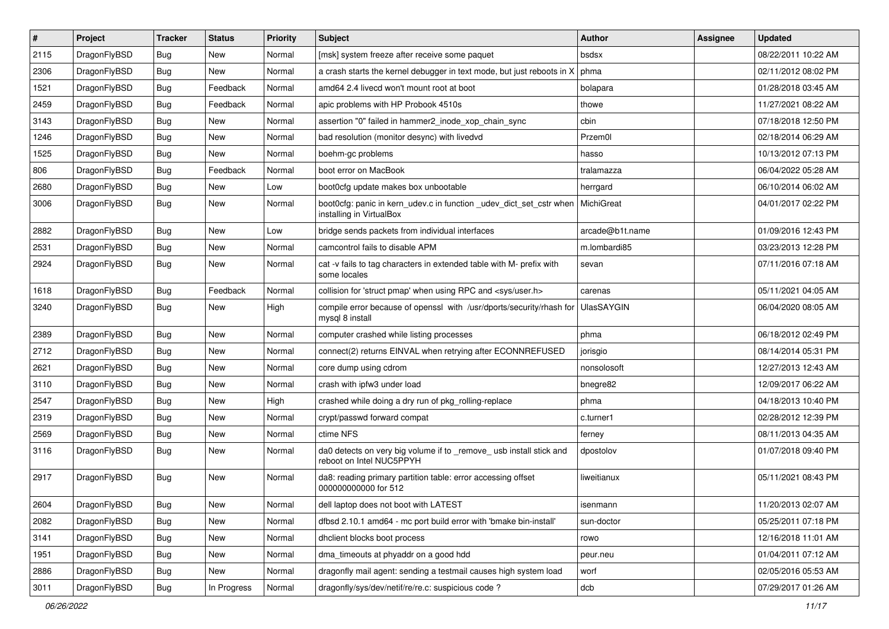| # | Project | Tracker | Status | Priority | Subject | Author | Assignee | Updated |
| --- | --- | --- | --- | --- | --- | --- | --- | --- |
| 2115 | DragonFlyBSD | Bug | New | Normal | [msk] system freeze after receive some paquet | bsdsx | | 08/22/2011 10:22 AM |
| 2306 | DragonFlyBSD | Bug | New | Normal | a crash starts the kernel debugger in text mode, but just reboots in X | phma | | 02/11/2012 08:02 PM |
| 1521 | DragonFlyBSD | Bug | Feedback | Normal | amd64 2.4 livecd won't mount root at boot | bolapara | | 01/28/2018 03:45 AM |
| 2459 | DragonFlyBSD | Bug | Feedback | Normal | apic problems with HP Probook 4510s | thowe | | 11/27/2021 08:22 AM |
| 3143 | DragonFlyBSD | Bug | New | Normal | assertion "0" failed in hammer2_inode_xop_chain_sync | cbin | | 07/18/2018 12:50 PM |
| 1246 | DragonFlyBSD | Bug | New | Normal | bad resolution (monitor desync) with livedvd | Przem0l | | 02/18/2014 06:29 AM |
| 1525 | DragonFlyBSD | Bug | New | Normal | boehm-gc problems | hasso | | 10/13/2012 07:13 PM |
| 806 | DragonFlyBSD | Bug | Feedback | Normal | boot error on MacBook | tralamazza | | 06/04/2022 05:28 AM |
| 2680 | DragonFlyBSD | Bug | New | Low | boot0cfg update makes box unbootable | herrgard | | 06/10/2014 06:02 AM |
| 3006 | DragonFlyBSD | Bug | New | Normal | boot0cfg: panic in kern_udev.c in function _udev_dict_set_cstr when installing in VirtualBox | MichiGreat | | 04/01/2017 02:22 PM |
| 2882 | DragonFlyBSD | Bug | New | Low | bridge sends packets from individual interfaces | arcade@b1t.name | | 01/09/2016 12:43 PM |
| 2531 | DragonFlyBSD | Bug | New | Normal | camcontrol fails to disable APM | m.lombardi85 | | 03/23/2013 12:28 PM |
| 2924 | DragonFlyBSD | Bug | New | Normal | cat -v fails to tag characters in extended table with M- prefix with some locales | sevan | | 07/11/2016 07:18 AM |
| 1618 | DragonFlyBSD | Bug | Feedback | Normal | collision for 'struct pmap' when using RPC and <sys/user.h> | carenas | | 05/11/2021 04:05 AM |
| 3240 | DragonFlyBSD | Bug | New | High | compile error because of openssl with /usr/dports/security/rhash for mysql 8 install | UlasSAYGIN | | 06/04/2020 08:05 AM |
| 2389 | DragonFlyBSD | Bug | New | Normal | computer crashed while listing processes | phma | | 06/18/2012 02:49 PM |
| 2712 | DragonFlyBSD | Bug | New | Normal | connect(2) returns EINVAL when retrying after ECONNREFUSED | jorisgio | | 08/14/2014 05:31 PM |
| 2621 | DragonFlyBSD | Bug | New | Normal | core dump using cdrom | nonsolosoft | | 12/27/2013 12:43 AM |
| 3110 | DragonFlyBSD | Bug | New | Normal | crash with ipfw3 under load | bnegre82 | | 12/09/2017 06:22 AM |
| 2547 | DragonFlyBSD | Bug | New | High | crashed while doing a dry run of pkg_rolling-replace | phma | | 04/18/2013 10:40 PM |
| 2319 | DragonFlyBSD | Bug | New | Normal | crypt/passwd forward compat | c.turner1 | | 02/28/2012 12:39 PM |
| 2569 | DragonFlyBSD | Bug | New | Normal | ctime NFS | ferney | | 08/11/2013 04:35 AM |
| 3116 | DragonFlyBSD | Bug | New | Normal | da0 detects on very big volume if to _remove_ usb install stick and reboot on Intel NUC5PPYH | dpostolov | | 01/07/2018 09:40 PM |
| 2917 | DragonFlyBSD | Bug | New | Normal | da8: reading primary partition table: error accessing offset 000000000000 for 512 | liweitianux | | 05/11/2021 08:43 PM |
| 2604 | DragonFlyBSD | Bug | New | Normal | dell laptop does not boot with LATEST | isenmann | | 11/20/2013 02:07 AM |
| 2082 | DragonFlyBSD | Bug | New | Normal | dfbsd 2.10.1 amd64 - mc port build error with 'bmake bin-install' | sun-doctor | | 05/25/2011 07:18 PM |
| 3141 | DragonFlyBSD | Bug | New | Normal | dhclient blocks boot process | rowo | | 12/16/2018 11:01 AM |
| 1951 | DragonFlyBSD | Bug | New | Normal | dma_timeouts at phyaddr on a good hdd | peur.neu | | 01/04/2011 07:12 AM |
| 2886 | DragonFlyBSD | Bug | New | Normal | dragonfly mail agent: sending a testmail causes high system load | worf | | 02/05/2016 05:53 AM |
| 3011 | DragonFlyBSD | Bug | In Progress | Normal | dragonfly/sys/dev/netif/re/re.c: suspicious code ? | dcb | | 07/29/2017 01:26 AM |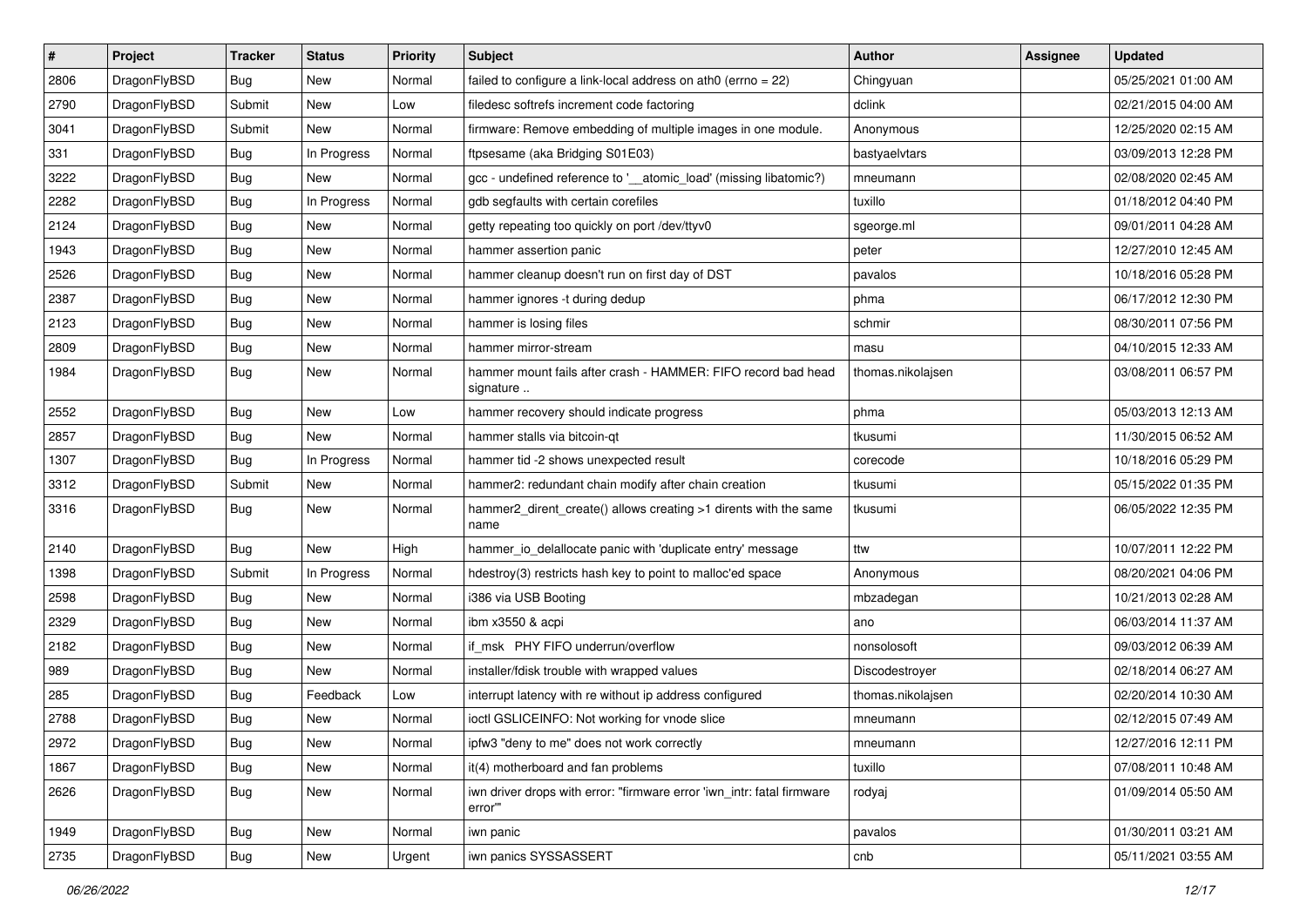| # | Project | Tracker | Status | Priority | Subject | Author | Assignee | Updated |
|---|---|---|---|---|---|---|---|---|
| 2806 | DragonFlyBSD | Bug | New | Normal | failed to configure a link-local address on ath0 (errno = 22) | Chingyuan | | 05/25/2021 01:00 AM |
| 2790 | DragonFlyBSD | Submit | New | Low | filedesc softrefs increment code factoring | dclink | | 02/21/2015 04:00 AM |
| 3041 | DragonFlyBSD | Submit | New | Normal | firmware: Remove embedding of multiple images in one module. | Anonymous | | 12/25/2020 02:15 AM |
| 331 | DragonFlyBSD | Bug | In Progress | Normal | ftpsesame (aka Bridging S01E03) | bastyaelvtars | | 03/09/2013 12:28 PM |
| 3222 | DragonFlyBSD | Bug | New | Normal | gcc - undefined reference to '__atomic_load' (missing libatomic?) | mneumann | | 02/08/2020 02:45 AM |
| 2282 | DragonFlyBSD | Bug | In Progress | Normal | gdb segfaults with certain corefiles | tuxillo | | 01/18/2012 04:40 PM |
| 2124 | DragonFlyBSD | Bug | New | Normal | getty repeating too quickly on port /dev/ttyv0 | sgeorge.ml | | 09/01/2011 04:28 AM |
| 1943 | DragonFlyBSD | Bug | New | Normal | hammer assertion panic | peter | | 12/27/2010 12:45 AM |
| 2526 | DragonFlyBSD | Bug | New | Normal | hammer cleanup doesn't run on first day of DST | pavalos | | 10/18/2016 05:28 PM |
| 2387 | DragonFlyBSD | Bug | New | Normal | hammer ignores -t during dedup | phma | | 06/17/2012 12:30 PM |
| 2123 | DragonFlyBSD | Bug | New | Normal | hammer is losing files | schmir | | 08/30/2011 07:56 PM |
| 2809 | DragonFlyBSD | Bug | New | Normal | hammer mirror-stream | masu | | 04/10/2015 12:33 AM |
| 1984 | DragonFlyBSD | Bug | New | Normal | hammer mount fails after crash - HAMMER: FIFO record bad head signature .. | thomas.nikolajsen | | 03/08/2011 06:57 PM |
| 2552 | DragonFlyBSD | Bug | New | Low | hammer recovery should indicate progress | phma | | 05/03/2013 12:13 AM |
| 2857 | DragonFlyBSD | Bug | New | Normal | hammer stalls via bitcoin-qt | tkusumi | | 11/30/2015 06:52 AM |
| 1307 | DragonFlyBSD | Bug | In Progress | Normal | hammer tid -2 shows unexpected result | corecode | | 10/18/2016 05:29 PM |
| 3312 | DragonFlyBSD | Submit | New | Normal | hammer2: redundant chain modify after chain creation | tkusumi | | 05/15/2022 01:35 PM |
| 3316 | DragonFlyBSD | Bug | New | Normal | hammer2_dirent_create() allows creating >1 dirents with the same name | tkusumi | | 06/05/2022 12:35 PM |
| 2140 | DragonFlyBSD | Bug | New | High | hammer_io_delallocate panic with 'duplicate entry' message | ttw | | 10/07/2011 12:22 PM |
| 1398 | DragonFlyBSD | Submit | In Progress | Normal | hdestroy(3) restricts hash key to point to malloc'ed space | Anonymous | | 08/20/2021 04:06 PM |
| 2598 | DragonFlyBSD | Bug | New | Normal | i386 via USB Booting | mbzadegan | | 10/21/2013 02:28 AM |
| 2329 | DragonFlyBSD | Bug | New | Normal | ibm x3550 & acpi | ano | | 06/03/2014 11:37 AM |
| 2182 | DragonFlyBSD | Bug | New | Normal | if_msk PHY FIFO underrun/overflow | nonsolosoft | | 09/03/2012 06:39 AM |
| 989 | DragonFlyBSD | Bug | New | Normal | installer/fdisk trouble with wrapped values | Discodestroyer | | 02/18/2014 06:27 AM |
| 285 | DragonFlyBSD | Bug | Feedback | Low | interrupt latency with re without ip address configured | thomas.nikolajsen | | 02/20/2014 10:30 AM |
| 2788 | DragonFlyBSD | Bug | New | Normal | ioctl GSLICEINFO: Not working for vnode slice | mneumann | | 02/12/2015 07:49 AM |
| 2972 | DragonFlyBSD | Bug | New | Normal | ipfw3 "deny to me" does not work correctly | mneumann | | 12/27/2016 12:11 PM |
| 1867 | DragonFlyBSD | Bug | New | Normal | it(4) motherboard and fan problems | tuxillo | | 07/08/2011 10:48 AM |
| 2626 | DragonFlyBSD | Bug | New | Normal | iwn driver drops with error: "firmware error 'iwn_intr: fatal firmware error'" | rodyaj | | 01/09/2014 05:50 AM |
| 1949 | DragonFlyBSD | Bug | New | Normal | iwn panic | pavalos | | 01/30/2011 03:21 AM |
| 2735 | DragonFlyBSD | Bug | New | Urgent | iwn panics SYSSASSERT | cnb | | 05/11/2021 03:55 AM |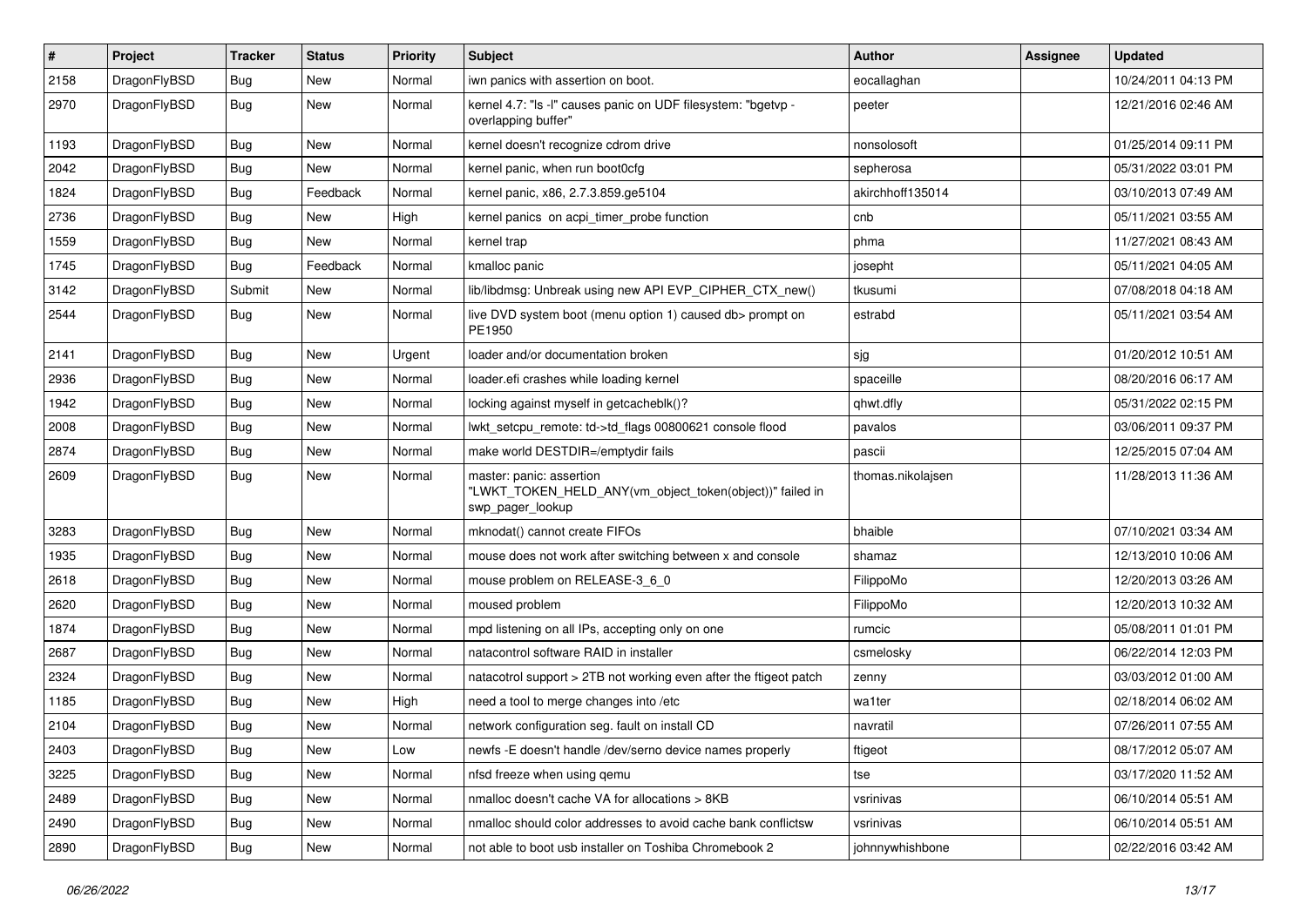| # | Project | Tracker | Status | Priority | Subject | Author | Assignee | Updated |
|---|---|---|---|---|---|---|---|---|
| 2158 | DragonFlyBSD | Bug | New | Normal | iwn panics with assertion on boot. | eocallaghan | | 10/24/2011 04:13 PM |
| 2970 | DragonFlyBSD | Bug | New | Normal | kernel 4.7: "ls -l" causes panic on UDF filesystem: "bgetvp - overlapping buffer" | peeter | | 12/21/2016 02:46 AM |
| 1193 | DragonFlyBSD | Bug | New | Normal | kernel doesn't recognize cdrom drive | nonsolosoft | | 01/25/2014 09:11 PM |
| 2042 | DragonFlyBSD | Bug | New | Normal | kernel panic, when run boot0cfg | sepherosa | | 05/31/2022 03:01 PM |
| 1824 | DragonFlyBSD | Bug | Feedback | Normal | kernel panic, x86, 2.7.3.859.ge5104 | akirchhoff135014 | | 03/10/2013 07:49 AM |
| 2736 | DragonFlyBSD | Bug | New | High | kernel panics on acpi_timer_probe function | cnb | | 05/11/2021 03:55 AM |
| 1559 | DragonFlyBSD | Bug | New | Normal | kernel trap | phma | | 11/27/2021 08:43 AM |
| 1745 | DragonFlyBSD | Bug | Feedback | Normal | kmalloc panic | josepht | | 05/11/2021 04:05 AM |
| 3142 | DragonFlyBSD | Submit | New | Normal | lib/libdmsg: Unbreak using new API EVP_CIPHER_CTX_new() | tkusumi | | 07/08/2018 04:18 AM |
| 2544 | DragonFlyBSD | Bug | New | Normal | live DVD system boot (menu option 1) caused db> prompt on PE1950 | estrabd | | 05/11/2021 03:54 AM |
| 2141 | DragonFlyBSD | Bug | New | Urgent | loader and/or documentation broken | sjg | | 01/20/2012 10:51 AM |
| 2936 | DragonFlyBSD | Bug | New | Normal | loader.efi crashes while loading kernel | spaceille | | 08/20/2016 06:17 AM |
| 1942 | DragonFlyBSD | Bug | New | Normal | locking against myself in getcacheblk()? | qhwt.dfly | | 05/31/2022 02:15 PM |
| 2008 | DragonFlyBSD | Bug | New | Normal | lwkt_setcpu_remote: td->td_flags 00800621 console flood | pavalos | | 03/06/2011 09:37 PM |
| 2874 | DragonFlyBSD | Bug | New | Normal | make world DESTDIR=/emptydir fails | pascii | | 12/25/2015 07:04 AM |
| 2609 | DragonFlyBSD | Bug | New | Normal | master: panic: assertion "LWKT_TOKEN_HELD_ANY(vm_object_token(object))" failed in swp_pager_lookup | thomas.nikolajsen | | 11/28/2013 11:36 AM |
| 3283 | DragonFlyBSD | Bug | New | Normal | mknodat() cannot create FIFOs | bhaible | | 07/10/2021 03:34 AM |
| 1935 | DragonFlyBSD | Bug | New | Normal | mouse does not work after switching between x and console | shamaz | | 12/13/2010 10:06 AM |
| 2618 | DragonFlyBSD | Bug | New | Normal | mouse problem on RELEASE-3_6_0 | FilippoMo | | 12/20/2013 03:26 AM |
| 2620 | DragonFlyBSD | Bug | New | Normal | moused problem | FilippoMo | | 12/20/2013 10:32 AM |
| 1874 | DragonFlyBSD | Bug | New | Normal | mpd listening on all IPs, accepting only on one | rumcic | | 05/08/2011 01:01 PM |
| 2687 | DragonFlyBSD | Bug | New | Normal | natacontrol software RAID in installer | csmelosky | | 06/22/2014 12:03 PM |
| 2324 | DragonFlyBSD | Bug | New | Normal | natacotrol support > 2TB not working even after the ftigeot patch | zenny | | 03/03/2012 01:00 AM |
| 1185 | DragonFlyBSD | Bug | New | High | need a tool to merge changes into /etc | wa1ter | | 02/18/2014 06:02 AM |
| 2104 | DragonFlyBSD | Bug | New | Normal | network configuration seg. fault on install CD | navratil | | 07/26/2011 07:55 AM |
| 2403 | DragonFlyBSD | Bug | New | Low | newfs -E doesn't handle /dev/serno device names properly | ftigeot | | 08/17/2012 05:07 AM |
| 3225 | DragonFlyBSD | Bug | New | Normal | nfsd freeze when using qemu | tse | | 03/17/2020 11:52 AM |
| 2489 | DragonFlyBSD | Bug | New | Normal | nmalloc doesn't cache VA for allocations > 8KB | vsrinivas | | 06/10/2014 05:51 AM |
| 2490 | DragonFlyBSD | Bug | New | Normal | nmalloc should color addresses to avoid cache bank conflictsw | vsrinivas | | 06/10/2014 05:51 AM |
| 2890 | DragonFlyBSD | Bug | New | Normal | not able to boot usb installer on Toshiba Chromebook 2 | johnnywhishbone | | 02/22/2016 03:42 AM |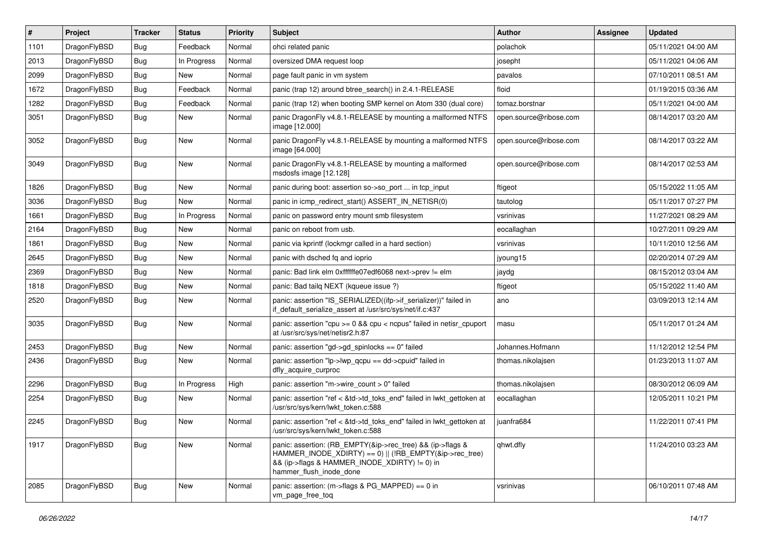| # | Project | Tracker | Status | Priority | Subject | Author | Assignee | Updated |
|---|---|---|---|---|---|---|---|---|
| 1101 | DragonFlyBSD | Bug | Feedback | Normal | ohci related panic | polachok | | 05/11/2021 04:00 AM |
| 2013 | DragonFlyBSD | Bug | In Progress | Normal | oversized DMA request loop | josepht | | 05/11/2021 04:06 AM |
| 2099 | DragonFlyBSD | Bug | New | Normal | page fault panic in vm system | pavalos | | 07/10/2011 08:51 AM |
| 1672 | DragonFlyBSD | Bug | Feedback | Normal | panic (trap 12) around btree_search() in 2.4.1-RELEASE | floid | | 01/19/2015 03:36 AM |
| 1282 | DragonFlyBSD | Bug | Feedback | Normal | panic (trap 12) when booting SMP kernel on Atom 330 (dual core) | tomaz.borstnar | | 05/11/2021 04:00 AM |
| 3051 | DragonFlyBSD | Bug | New | Normal | panic DragonFly v4.8.1-RELEASE by mounting a malformed NTFS image [12.000] | open.source@ribose.com | | 08/14/2017 03:20 AM |
| 3052 | DragonFlyBSD | Bug | New | Normal | panic DragonFly v4.8.1-RELEASE by mounting a malformed NTFS image [64.000] | open.source@ribose.com | | 08/14/2017 03:22 AM |
| 3049 | DragonFlyBSD | Bug | New | Normal | panic DragonFly v4.8.1-RELEASE by mounting a malformed msdosfs image [12.128] | open.source@ribose.com | | 08/14/2017 02:53 AM |
| 1826 | DragonFlyBSD | Bug | New | Normal | panic during boot: assertion so->so_port ... in tcp_input | ftigeot | | 05/15/2022 11:05 AM |
| 3036 | DragonFlyBSD | Bug | New | Normal | panic in icmp_redirect_start() ASSERT_IN_NETISR(0) | tautolog | | 05/11/2017 07:27 PM |
| 1661 | DragonFlyBSD | Bug | In Progress | Normal | panic on password entry mount smb filesystem | vsrinivas | | 11/27/2021 08:29 AM |
| 2164 | DragonFlyBSD | Bug | New | Normal | panic on reboot from usb. | eocallaghan | | 10/27/2011 09:29 AM |
| 1861 | DragonFlyBSD | Bug | New | Normal | panic via kprintf (lockmgr called in a hard section) | vsrinivas | | 10/11/2010 12:56 AM |
| 2645 | DragonFlyBSD | Bug | New | Normal | panic with dsched fq and ioprio | jyoung15 | | 02/20/2014 07:29 AM |
| 2369 | DragonFlyBSD | Bug | New | Normal | panic: Bad link elm 0xffffffe07edf6068 next->prev != elm | jaydg | | 08/15/2012 03:04 AM |
| 1818 | DragonFlyBSD | Bug | New | Normal | panic: Bad tailq NEXT (kqueue issue ?) | ftigeot | | 05/15/2022 11:40 AM |
| 2520 | DragonFlyBSD | Bug | New | Normal | panic: assertion "IS_SERIALIZED((ifp->if_serializer))" failed in if_default_serialize_assert at /usr/src/sys/net/if.c:437 | ano | | 03/09/2013 12:14 AM |
| 3035 | DragonFlyBSD | Bug | New | Normal | panic: assertion "cpu >= 0 && cpu < ncpus" failed in netisr_cpuport at /usr/src/sys/net/netisr2.h:87 | masu | | 05/11/2017 01:24 AM |
| 2453 | DragonFlyBSD | Bug | New | Normal | panic: assertion "gd->gd_spinlocks == 0" failed | Johannes.Hofmann | | 11/12/2012 12:54 PM |
| 2436 | DragonFlyBSD | Bug | New | Normal | panic: assertion "lp->lwp_qcpu == dd->cpuid" failed in dfly_acquire_curproc | thomas.nikolajsen | | 01/23/2013 11:07 AM |
| 2296 | DragonFlyBSD | Bug | In Progress | High | panic: assertion "m->wire_count > 0" failed | thomas.nikolajsen | | 08/30/2012 06:09 AM |
| 2254 | DragonFlyBSD | Bug | New | Normal | panic: assertion "ref < &td->td_toks_end" failed in lwkt_gettoken at /usr/src/sys/kern/lwkt_token.c:588 | eocallaghan | | 12/05/2011 10:21 PM |
| 2245 | DragonFlyBSD | Bug | New | Normal | panic: assertion "ref < &td->td_toks_end" failed in lwkt_gettoken at /usr/src/sys/kern/lwkt_token.c:588 | juanfra684 | | 11/22/2011 07:41 PM |
| 1917 | DragonFlyBSD | Bug | New | Normal | panic: assertion: (RB_EMPTY(&ip->rec_tree) && (ip->flags & HAMMER_INODE_XDIRTY) == 0) \|\| (!RB_EMPTY(&ip->rec_tree) && (ip->flags & HAMMER_INODE_XDIRTY) != 0) in hammer_flush_inode_done | qhwt.dfly | | 11/24/2010 03:23 AM |
| 2085 | DragonFlyBSD | Bug | New | Normal | panic: assertion: (m->flags & PG_MAPPED) == 0 in vm_page_free_toq | vsrinivas | | 06/10/2011 07:48 AM |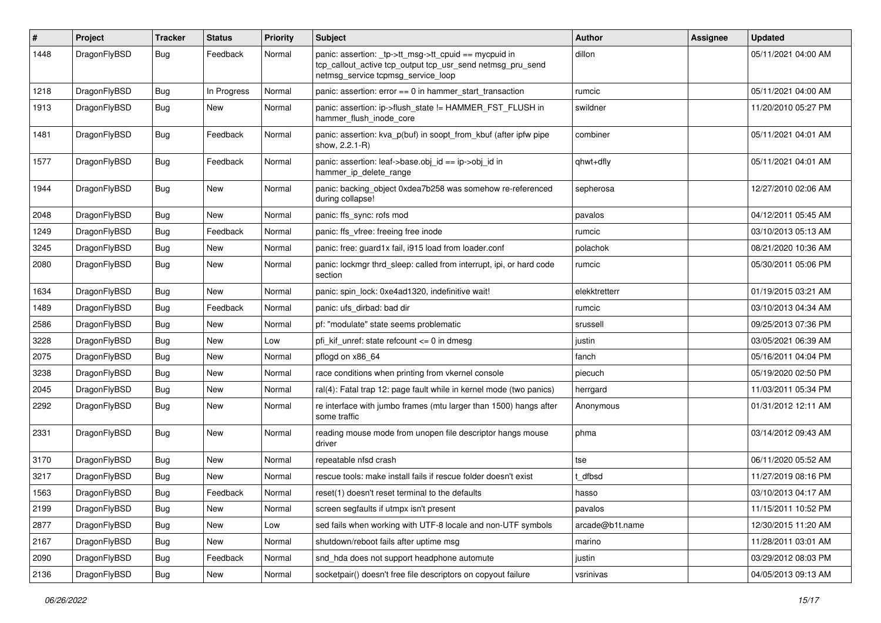| # | Project | Tracker | Status | Priority | Subject | Author | Assignee | Updated |
|---|---|---|---|---|---|---|---|---|
| 1448 | DragonFlyBSD | Bug | Feedback | Normal | panic: assertion: _tp->tt_msg->tt_cpuid == mycpuid in tcp_callout_active tcp_output tcp_usr_send netmsg_pru_send netmsg_service tcpmsg_service_loop | dillon | | 05/11/2021 04:00 AM |
| 1218 | DragonFlyBSD | Bug | In Progress | Normal | panic: assertion: error == 0 in hammer_start_transaction | rumcic | | 05/11/2021 04:00 AM |
| 1913 | DragonFlyBSD | Bug | New | Normal | panic: assertion: ip->flush_state != HAMMER_FST_FLUSH in hammer_flush_inode_core | swildner | | 11/20/2010 05:27 PM |
| 1481 | DragonFlyBSD | Bug | Feedback | Normal | panic: assertion: kva_p(buf) in soopt_from_kbuf (after ipfw pipe show, 2.2.1-R) | combiner | | 05/11/2021 04:01 AM |
| 1577 | DragonFlyBSD | Bug | Feedback | Normal | panic: assertion: leaf->base.obj_id == ip->obj_id in hammer_ip_delete_range | qhwt+dfly | | 05/11/2021 04:01 AM |
| 1944 | DragonFlyBSD | Bug | New | Normal | panic: backing_object 0xdea7b258 was somehow re-referenced during collapse! | sepherosa | | 12/27/2010 02:06 AM |
| 2048 | DragonFlyBSD | Bug | New | Normal | panic: ffs_sync: rofs mod | pavalos | | 04/12/2011 05:45 AM |
| 1249 | DragonFlyBSD | Bug | Feedback | Normal | panic: ffs_vfree: freeing free inode | rumcic | | 03/10/2013 05:13 AM |
| 3245 | DragonFlyBSD | Bug | New | Normal | panic: free: guard1x fail, i915 load from loader.conf | polachok | | 08/21/2020 10:36 AM |
| 2080 | DragonFlyBSD | Bug | New | Normal | panic: lockmgr thrd_sleep: called from interrupt, ipi, or hard code section | rumcic | | 05/30/2011 05:06 PM |
| 1634 | DragonFlyBSD | Bug | New | Normal | panic: spin_lock: 0xe4ad1320, indefinitive wait! | elekktretterr | | 01/19/2015 03:21 AM |
| 1489 | DragonFlyBSD | Bug | Feedback | Normal | panic: ufs_dirbad: bad dir | rumcic | | 03/10/2013 04:34 AM |
| 2586 | DragonFlyBSD | Bug | New | Normal | pf: "modulate" state seems problematic | srussell | | 09/25/2013 07:36 PM |
| 3228 | DragonFlyBSD | Bug | New | Low | pfi_kif_unref: state refcount <= 0 in dmesg | justin | | 03/05/2021 06:39 AM |
| 2075 | DragonFlyBSD | Bug | New | Normal | pflogd on x86_64 | fanch | | 05/16/2011 04:04 PM |
| 3238 | DragonFlyBSD | Bug | New | Normal | race conditions when printing from vkernel console | piecuch | | 05/19/2020 02:50 PM |
| 2045 | DragonFlyBSD | Bug | New | Normal | ral(4): Fatal trap 12: page fault while in kernel mode (two panics) | herrgard | | 11/03/2011 05:34 PM |
| 2292 | DragonFlyBSD | Bug | New | Normal | re interface with jumbo frames (mtu larger than 1500) hangs after some traffic | Anonymous | | 01/31/2012 12:11 AM |
| 2331 | DragonFlyBSD | Bug | New | Normal | reading mouse mode from unopen file descriptor hangs mouse driver | phma | | 03/14/2012 09:43 AM |
| 3170 | DragonFlyBSD | Bug | New | Normal | repeatable nfsd crash | tse | | 06/11/2020 05:52 AM |
| 3217 | DragonFlyBSD | Bug | New | Normal | rescue tools: make install fails if rescue folder doesn't exist | t_dfbsd | | 11/27/2019 08:16 PM |
| 1563 | DragonFlyBSD | Bug | Feedback | Normal | reset(1) doesn't reset terminal to the defaults | hasso | | 03/10/2013 04:17 AM |
| 2199 | DragonFlyBSD | Bug | New | Normal | screen segfaults if utmpx isn't present | pavalos | | 11/15/2011 10:52 PM |
| 2877 | DragonFlyBSD | Bug | New | Low | sed fails when working with UTF-8 locale and non-UTF symbols | arcade@b1t.name | | 12/30/2015 11:20 AM |
| 2167 | DragonFlyBSD | Bug | New | Normal | shutdown/reboot fails after uptime msg | marino | | 11/28/2011 03:01 AM |
| 2090 | DragonFlyBSD | Bug | Feedback | Normal | snd_hda does not support headphone automute | justin | | 03/29/2012 08:03 PM |
| 2136 | DragonFlyBSD | Bug | New | Normal | socketpair() doesn't free file descriptors on copyout failure | vsrinivas | | 04/05/2013 09:13 AM |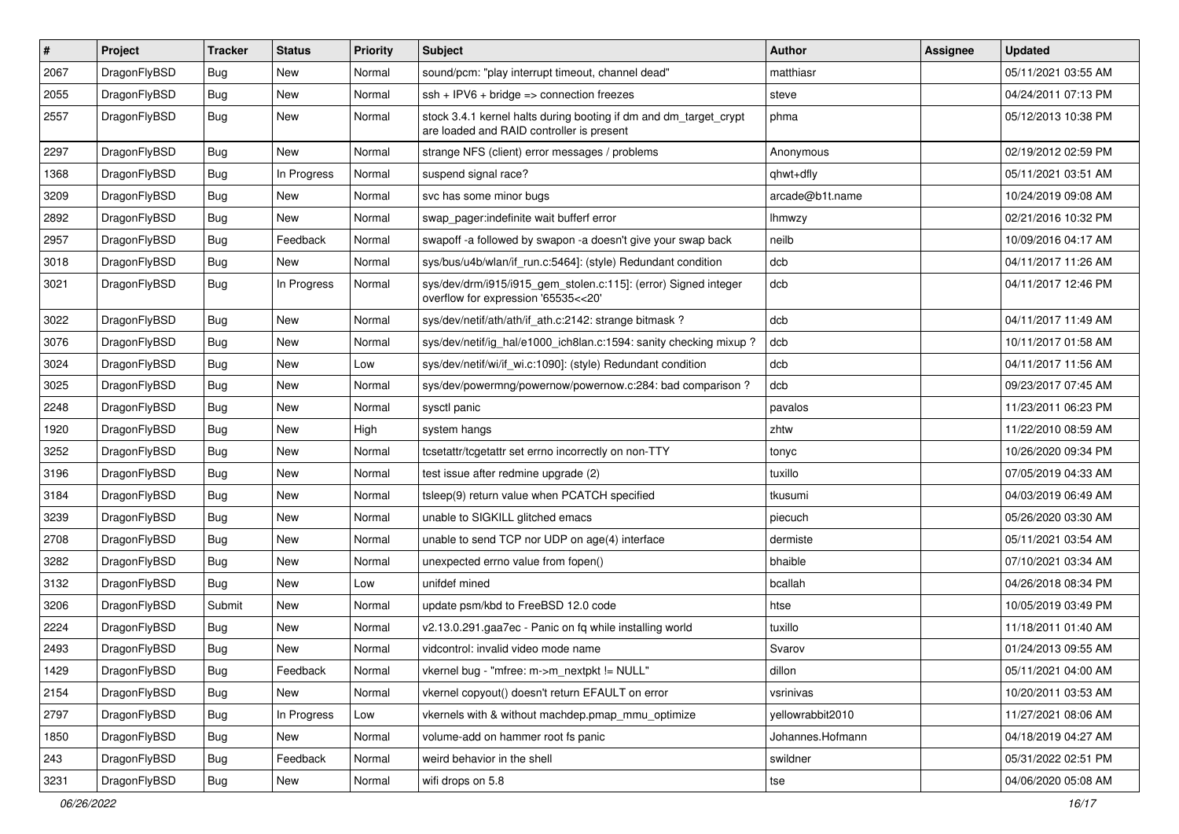| # | Project | Tracker | Status | Priority | Subject | Author | Assignee | Updated |
|---|---|---|---|---|---|---|---|---|
| 2067 | DragonFlyBSD | Bug | New | Normal | sound/pcm: "play interrupt timeout, channel dead" | matthiasr | | 05/11/2021 03:55 AM |
| 2055 | DragonFlyBSD | Bug | New | Normal | ssh + IPV6 + bridge => connection freezes | steve | | 04/24/2011 07:13 PM |
| 2557 | DragonFlyBSD | Bug | New | Normal | stock 3.4.1 kernel halts during booting if dm and dm_target_crypt are loaded and RAID controller is present | phma | | 05/12/2013 10:38 PM |
| 2297 | DragonFlyBSD | Bug | New | Normal | strange NFS (client) error messages / problems | Anonymous | | 02/19/2012 02:59 PM |
| 1368 | DragonFlyBSD | Bug | In Progress | Normal | suspend signal race? | qhwt+dfly | | 05/11/2021 03:51 AM |
| 3209 | DragonFlyBSD | Bug | New | Normal | svc has some minor bugs | arcade@b1t.name | | 10/24/2019 09:08 AM |
| 2892 | DragonFlyBSD | Bug | New | Normal | swap_pager:indefinite wait bufferf error | lhmwzy | | 02/21/2016 10:32 PM |
| 2957 | DragonFlyBSD | Bug | Feedback | Normal | swapoff -a followed by swapon -a doesn't give your swap back | neilb | | 10/09/2016 04:17 AM |
| 3018 | DragonFlyBSD | Bug | New | Normal | sys/bus/u4b/wlan/if_run.c:5464]: (style) Redundant condition | dcb | | 04/11/2017 11:26 AM |
| 3021 | DragonFlyBSD | Bug | In Progress | Normal | sys/dev/drm/i915/i915_gem_stolen.c:115]: (error) Signed integer overflow for expression '65535<<20' | dcb | | 04/11/2017 12:46 PM |
| 3022 | DragonFlyBSD | Bug | New | Normal | sys/dev/netif/ath/ath/if_ath.c:2142: strange bitmask ? | dcb | | 04/11/2017 11:49 AM |
| 3076 | DragonFlyBSD | Bug | New | Normal | sys/dev/netif/ig_hal/e1000_ich8lan.c:1594: sanity checking mixup ? | dcb | | 10/11/2017 01:58 AM |
| 3024 | DragonFlyBSD | Bug | New | Low | sys/dev/netif/wi/if_wi.c:1090]: (style) Redundant condition | dcb | | 04/11/2017 11:56 AM |
| 3025 | DragonFlyBSD | Bug | New | Normal | sys/dev/powermng/powernow/powernow.c:284: bad comparison ? | dcb | | 09/23/2017 07:45 AM |
| 2248 | DragonFlyBSD | Bug | New | Normal | sysctl panic | pavalos | | 11/23/2011 06:23 PM |
| 1920 | DragonFlyBSD | Bug | New | High | system hangs | zhtw | | 11/22/2010 08:59 AM |
| 3252 | DragonFlyBSD | Bug | New | Normal | tcsetattr/tcgetattr set errno incorrectly on non-TTY | tonyc | | 10/26/2020 09:34 PM |
| 3196 | DragonFlyBSD | Bug | New | Normal | test issue after redmine upgrade (2) | tuxillo | | 07/05/2019 04:33 AM |
| 3184 | DragonFlyBSD | Bug | New | Normal | tsleep(9) return value when PCATCH specified | tkusumi | | 04/03/2019 06:49 AM |
| 3239 | DragonFlyBSD | Bug | New | Normal | unable to SIGKILL glitched emacs | piecuch | | 05/26/2020 03:30 AM |
| 2708 | DragonFlyBSD | Bug | New | Normal | unable to send TCP nor UDP on age(4) interface | dermiste | | 05/11/2021 03:54 AM |
| 3282 | DragonFlyBSD | Bug | New | Normal | unexpected errno value from fopen() | bhaible | | 07/10/2021 03:34 AM |
| 3132 | DragonFlyBSD | Bug | New | Low | unifdef mined | bcallah | | 04/26/2018 08:34 PM |
| 3206 | DragonFlyBSD | Submit | New | Normal | update psm/kbd to FreeBSD 12.0 code | htse | | 10/05/2019 03:49 PM |
| 2224 | DragonFlyBSD | Bug | New | Normal | v2.13.0.291.gaa7ec - Panic on fq while installing world | tuxillo | | 11/18/2011 01:40 AM |
| 2493 | DragonFlyBSD | Bug | New | Normal | vidcontrol: invalid video mode name | Svarov | | 01/24/2013 09:55 AM |
| 1429 | DragonFlyBSD | Bug | Feedback | Normal | vkernel bug - "mfree: m->m_nextpkt != NULL" | dillon | | 05/11/2021 04:00 AM |
| 2154 | DragonFlyBSD | Bug | New | Normal | vkernel copyout() doesn't return EFAULT on error | vsrinivas | | 10/20/2011 03:53 AM |
| 2797 | DragonFlyBSD | Bug | In Progress | Low | vkernels with & without machdep.pmap_mmu_optimize | yellowrabbit2010 | | 11/27/2021 08:06 AM |
| 1850 | DragonFlyBSD | Bug | New | Normal | volume-add on hammer root fs panic | Johannes.Hofmann | | 04/18/2019 04:27 AM |
| 243 | DragonFlyBSD | Bug | Feedback | Normal | weird behavior in the shell | swildner | | 05/31/2022 02:51 PM |
| 3231 | DragonFlyBSD | Bug | New | Normal | wifi drops on 5.8 | tse | | 04/06/2020 05:08 AM |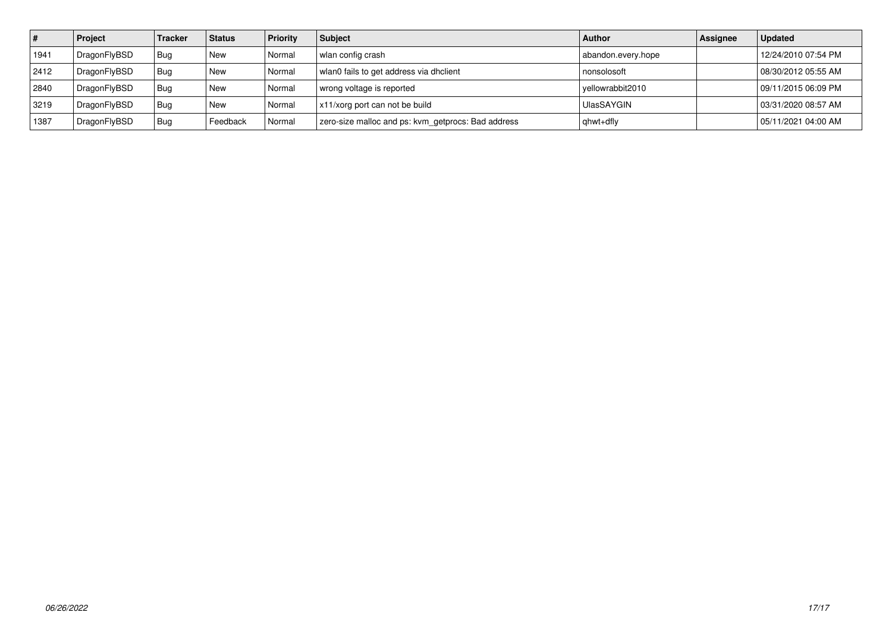| # | Project | Tracker | Status | Priority | Subject | Author | Assignee | Updated |
|---|---|---|---|---|---|---|---|---|
| 1941 | DragonFlyBSD | Bug | New | Normal | wlan config crash | abandon.every.hope | | 12/24/2010 07:54 PM |
| 2412 | DragonFlyBSD | Bug | New | Normal | wlan0 fails to get address via dhclient | nonsolosoft | | 08/30/2012 05:55 AM |
| 2840 | DragonFlyBSD | Bug | New | Normal | wrong voltage is reported | yellowrabbit2010 | | 09/11/2015 06:09 PM |
| 3219 | DragonFlyBSD | Bug | New | Normal | x11/xorg port can not be build | UlasSAYGIN | | 03/31/2020 08:57 AM |
| 1387 | DragonFlyBSD | Bug | Feedback | Normal | zero-size malloc and ps: kvm_getprocs: Bad address | qhwt+dfly | | 05/11/2021 04:00 AM |